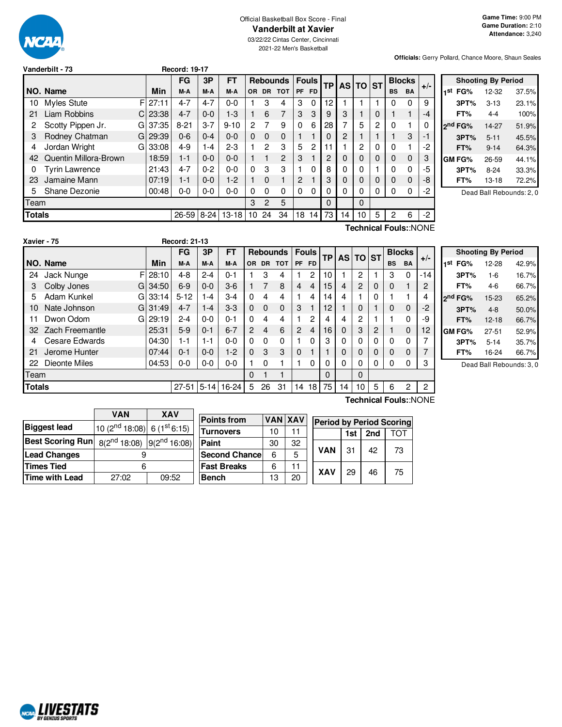Official Basketball Box Score - Final

# Vanderbilt at Xavier

03/22/22 Cintas Center, Cincinnati

2021-22 Men's Basketball

**Game Time:** 9:00 PM
**Game Duration:** 2:10
**Attendance:** 3,240

**Officials:** Gerry Pollard, Chance Moore, Shaun Seales

## Vanderbilt - 73 Record: 19-17

| NO. | Name | | Min | FG M-A | 3P M-A | FT M-A | OR | DR | TOT | PF | FD | TP | AS | TO | ST | BS | BA | +/- |
|---|---|---|---|---|---|---|---|---|---|---|---|---|---|---|---|---|---|---|
| 10 | Myles Stute | F | 27:11 | 4-7 | 4-7 | 0-0 | 1 | 3 | 4 | 3 | 0 | 12 | 1 | 1 | 1 | 0 | 0 | 9 |
| 21 | Liam Robbins | C | 23:38 | 4-7 | 0-0 | 1-3 | 1 | 6 | 7 | 3 | 3 | 9 | 3 | 1 | 0 | 1 | 1 | -4 |
| 2 | Scotty Pippen Jr. | G | 37:35 | 8-21 | 3-7 | 9-10 | 2 | 7 | 9 | 0 | 6 | 28 | 7 | 5 | 2 | 0 | 1 | 0 |
| 3 | Rodney Chatman | G | 29:39 | 0-6 | 0-4 | 0-0 | 0 | 0 | 0 | 1 | 1 | 0 | 2 | 1 | 1 | 1 | 3 | -1 |
| 4 | Jordan Wright | G | 33:08 | 4-9 | 1-4 | 2-3 | 1 | 2 | 3 | 5 | 2 | 11 | 1 | 2 | 0 | 0 | 1 | -2 |
| 42 | Quentin Millora-Brown | | 18:59 | 1-1 | 0-0 | 0-0 | 1 | 1 | 2 | 3 | 1 | 2 | 0 | 0 | 0 | 0 | 0 | 3 |
| 0 | Tyrin Lawrence | | 21:43 | 4-7 | 0-2 | 0-0 | 0 | 3 | 3 | 1 | 0 | 8 | 0 | 0 | 1 | 0 | 0 | -5 |
| 23 | Jamaine Mann | | 07:19 | 1-1 | 0-0 | 1-2 | 1 | 0 | 1 | 2 | 1 | 3 | 0 | 0 | 0 | 0 | 0 | -8 |
| 5 | Shane Dezonie | | 00:48 | 0-0 | 0-0 | 0-0 | 0 | 0 | 0 | 0 | 0 | 0 | 0 | 0 | 0 | 0 | 0 | -2 |
| Team | | | | | | | 3 | 2 | 5 | | | 0 | | 0 | | | | |
| **Totals** | | | | 26-59 | 8-24 | 13-18 | 10 | 24 | 34 | 18 | 14 | 73 | 14 | 10 | 5 | 2 | 6 | -2 |

**Technical Fouls:**:NONE

| Shooting By Period | | |
|---|---|---|
| 1st FG% | 12-32 | 37.5% |
| 3PT% | 3-13 | 23.1% |
| FT% | 4-4 | 100% |
| 2nd FG% | 14-27 | 51.9% |
| 3PT% | 5-11 | 45.5% |
| FT% | 9-14 | 64.3% |
| GM FG% | 26-59 | 44.1% |
| 3PT% | 8-24 | 33.3% |
| FT% | 13-18 | 72.2% |

Dead Ball Rebounds: 2, 0

## Xavier - 75 Record: 21-13

| NO. | Name | | Min | FG M-A | 3P M-A | FT M-A | OR | DR | TOT | PF | FD | TP | AS | TO | ST | BS | BA | +/- |
|---|---|---|---|---|---|---|---|---|---|---|---|---|---|---|---|---|---|---|
| 24 | Jack Nunge | F | 28:10 | 4-8 | 2-4 | 0-1 | 1 | 3 | 4 | 1 | 2 | 10 | 1 | 2 | 1 | 3 | 0 | -14 |
| 3 | Colby Jones | G | 34:50 | 6-9 | 0-0 | 3-6 | 1 | 7 | 8 | 4 | 4 | 15 | 4 | 2 | 0 | 0 | 1 | 2 |
| 5 | Adam Kunkel | G | 33:14 | 5-12 | 1-4 | 3-4 | 0 | 4 | 4 | 1 | 4 | 14 | 4 | 1 | 0 | 1 | 1 | 4 |
| 10 | Nate Johnson | G | 31:49 | 4-7 | 1-4 | 3-3 | 0 | 0 | 0 | 3 | 1 | 12 | 1 | 0 | 1 | 0 | 0 | -2 |
| 11 | Dwon Odom | G | 29:19 | 2-4 | 0-0 | 0-1 | 0 | 4 | 4 | 1 | 2 | 4 | 4 | 2 | 1 | 1 | 0 | -9 |
| 32 | Zach Freemantle | | 25:31 | 5-9 | 0-1 | 6-7 | 2 | 4 | 6 | 2 | 4 | 16 | 0 | 3 | 2 | 1 | 0 | 12 |
| 4 | Cesare Edwards | | 04:30 | 1-1 | 1-1 | 0-0 | 0 | 0 | 0 | 1 | 0 | 3 | 0 | 0 | 0 | 0 | 0 | 7 |
| 21 | Jerome Hunter | | 07:44 | 0-1 | 0-0 | 1-2 | 0 | 3 | 3 | 0 | 1 | 1 | 0 | 0 | 0 | 0 | 0 | 7 |
| 22 | Dieonte Miles | | 04:53 | 0-0 | 0-0 | 0-0 | 1 | 0 | 1 | 1 | 0 | 0 | 0 | 0 | 0 | 0 | 0 | 3 |
| Team | | | | | | | 0 | 1 | 1 | | | 0 | | 0 | | | | |
| **Totals** | | | | 27-51 | 5-14 | 16-24 | 5 | 26 | 31 | 14 | 18 | 75 | 14 | 10 | 5 | 6 | 2 | 2 |

**Technical Fouls:**:NONE

| Shooting By Period | | |
|---|---|---|
| 1st FG% | 12-28 | 42.9% |
| 3PT% | 1-6 | 16.7% |
| FT% | 4-6 | 66.7% |
| 2nd FG% | 15-23 | 65.2% |
| 3PT% | 4-8 | 50.0% |
| FT% | 12-18 | 66.7% |
| GM FG% | 27-51 | 52.9% |
| 3PT% | 5-14 | 35.7% |
| FT% | 16-24 | 66.7% |

Dead Ball Rebounds: 3, 0

| | VAN | XAV |
|---|---|---|
| **Biggest lead** | 10 (2nd 18:08) | 6 (1st 6:15) |
| **Best Scoring Run** | 8(2nd 18:08) | 9(2nd 16:08) |
| **Lead Changes** | 9 | |
| **Times Tied** | 6 | |
| **Time with Lead** | 27:02 | 09:52 |

| Points from | VAN | XAV |
|---|---|---|
| Turnovers | 10 | 11 |
| Paint | 30 | 32 |
| Second Chance | 6 | 5 |
| Fast Breaks | 6 | 11 |
| Bench | 13 | 20 |

| Period by Period Scoring | 1st | 2nd | TOT |
|---|---|---|---|
| VAN | 31 | 42 | 73 |
| XAV | 29 | 46 | 75 |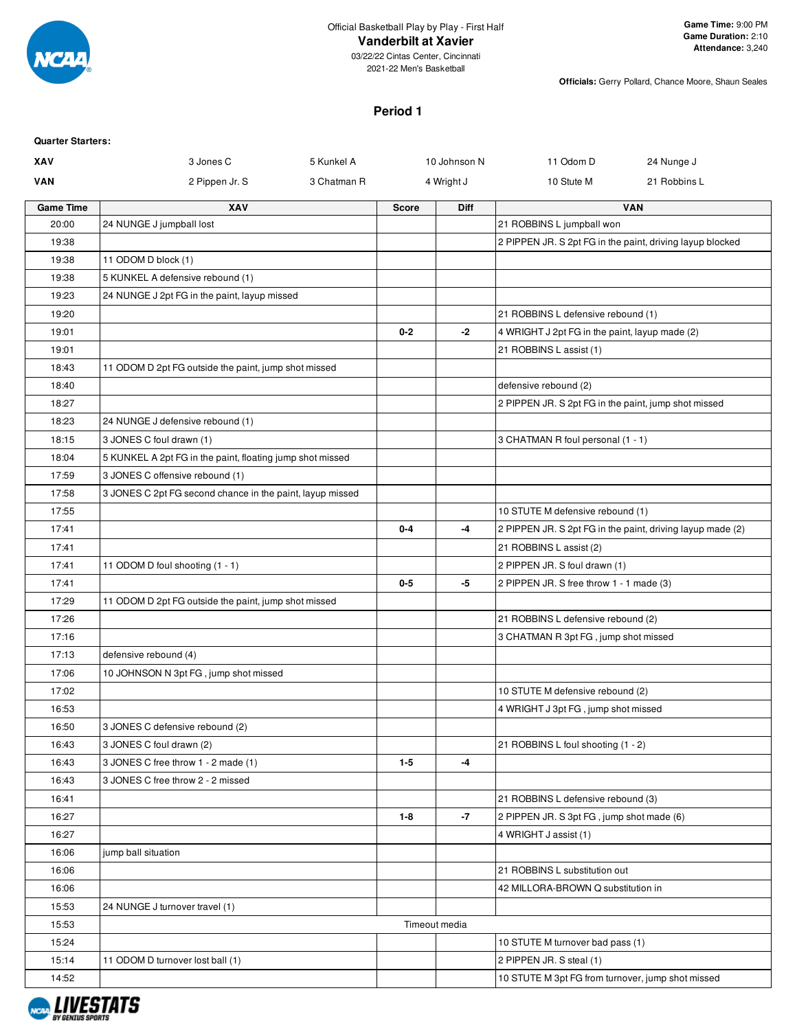Official Basketball Play by Play - First Half

# Vanderbilt at Xavier

03/22/22 Cintas Center, Cincinnati
2021-22 Men's Basketball

**Game Time:** 9:00 PM
**Game Duration:** 2:10
**Attendance:** 3,240

**Officials:** Gerry Pollard, Chance Moore, Shaun Seales

## Period 1

**Quarter Starters:**

| | | | | | |
|---|---|---|---|---|---|
| **XAV** | 3 Jones C | 5 Kunkel A | 10 Johnson N | 11 Odom D | 24 Nunge J |
| **VAN** | 2 Pippen Jr. S | 3 Chatman R | 4 Wright J | 10 Stute M | 21 Robbins L |

| Game Time | XAV | Score | Diff | VAN |
|---|---|---|---|---|
| 20:00 | 24 NUNGE J jumpball lost | | | 21 ROBBINS L jumpball won |
| 19:38 | | | | 2 PIPPEN JR. S 2pt FG in the paint, driving layup blocked |
| 19:38 | 11 ODOM D block (1) | | | |
| 19:38 | 5 KUNKEL A defensive rebound (1) | | | |
| 19:23 | 24 NUNGE J 2pt FG in the paint, layup missed | | | |
| 19:20 | | | | 21 ROBBINS L defensive rebound (1) |
| 19:01 | | 0-2 | -2 | 4 WRIGHT J 2pt FG in the paint, layup made (2) |
| 19:01 | | | | 21 ROBBINS L assist (1) |
| 18:43 | 11 ODOM D 2pt FG outside the paint, jump shot missed | | | |
| 18:40 | | | | defensive rebound (2) |
| 18:27 | | | | 2 PIPPEN JR. S 2pt FG in the paint, jump shot missed |
| 18:23 | 24 NUNGE J defensive rebound (1) | | | |
| 18:15 | 3 JONES C foul drawn (1) | | | 3 CHATMAN R foul personal (1 - 1) |
| 18:04 | 5 KUNKEL A 2pt FG in the paint, floating jump shot missed | | | |
| 17:59 | 3 JONES C offensive rebound (1) | | | |
| 17:58 | 3 JONES C 2pt FG second chance in the paint, layup missed | | | |
| 17:55 | | | | 10 STUTE M defensive rebound (1) |
| 17:41 | | 0-4 | -4 | 2 PIPPEN JR. S 2pt FG in the paint, driving layup made (2) |
| 17:41 | | | | 21 ROBBINS L assist (2) |
| 17:41 | 11 ODOM D foul shooting (1 - 1) | | | 2 PIPPEN JR. S foul drawn (1) |
| 17:41 | | 0-5 | -5 | 2 PIPPEN JR. S free throw 1 - 1 made (3) |
| 17:29 | 11 ODOM D 2pt FG outside the paint, jump shot missed | | | |
| 17:26 | | | | 21 ROBBINS L defensive rebound (2) |
| 17:16 | | | | 3 CHATMAN R 3pt FG , jump shot missed |
| 17:13 | defensive rebound (4) | | | |
| 17:06 | 10 JOHNSON N 3pt FG , jump shot missed | | | |
| 17:02 | | | | 10 STUTE M defensive rebound (2) |
| 16:53 | | | | 4 WRIGHT J 3pt FG , jump shot missed |
| 16:50 | 3 JONES C defensive rebound (2) | | | |
| 16:43 | 3 JONES C foul drawn (2) | | | 21 ROBBINS L foul shooting (1 - 2) |
| 16:43 | 3 JONES C free throw 1 - 2 made (1) | 1-5 | -4 | |
| 16:43 | 3 JONES C free throw 2 - 2 missed | | | |
| 16:41 | | | | 21 ROBBINS L defensive rebound (3) |
| 16:27 | | 1-8 | -7 | 2 PIPPEN JR. S 3pt FG , jump shot made (6) |
| 16:27 | | | | 4 WRIGHT J assist (1) |
| 16:06 | jump ball situation | | | |
| 16:06 | | | | 21 ROBBINS L substitution out |
| 16:06 | | | | 42 MILLORA-BROWN Q substitution in |
| 15:53 | 24 NUNGE J turnover travel (1) | | | |
| 15:53 | Timeout media | | | |
| 15:24 | | | | 10 STUTE M turnover bad pass (1) |
| 15:14 | 11 ODOM D turnover lost ball (1) | | | 2 PIPPEN JR. S steal (1) |
| 14:52 | | | | 10 STUTE M 3pt FG from turnover, jump shot missed |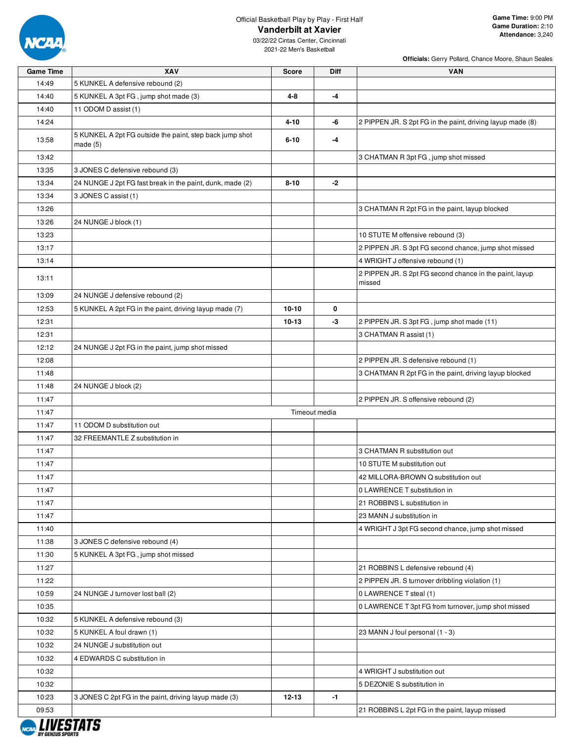Official Basketball Play by Play - First Half

# Vanderbilt at Xavier

03/22/22 Cintas Center, Cincinnati
2021-22 Men's Basketball

**Game Time:** 9:00 PM
**Game Duration:** 2:10
**Attendance:** 3,240

**Officials:** Gerry Pollard, Chance Moore, Shaun Seales

| Game Time | XAV | Score | Diff | VAN |
|---|---|---|---|---|
| 14:49 | 5 KUNKEL A defensive rebound (2) | | | |
| 14:40 | 5 KUNKEL A 3pt FG , jump shot made (3) | 4-8 | -4 | |
| 14:40 | 11 ODOM D assist (1) | | | |
| 14:24 | | 4-10 | -6 | 2 PIPPEN JR. S 2pt FG in the paint, driving layup made (8) |
| 13:58 | 5 KUNKEL A 2pt FG outside the paint, step back jump shot made (5) | 6-10 | -4 | |
| 13:42 | | | | 3 CHATMAN R 3pt FG , jump shot missed |
| 13:35 | 3 JONES C defensive rebound (3) | | | |
| 13:34 | 24 NUNGE J 2pt FG fast break in the paint, dunk, made (2) | 8-10 | -2 | |
| 13:34 | 3 JONES C assist (1) | | | |
| 13:26 | | | | 3 CHATMAN R 2pt FG in the paint, layup blocked |
| 13:26 | 24 NUNGE J block (1) | | | |
| 13:23 | | | | 10 STUTE M offensive rebound (3) |
| 13:17 | | | | 2 PIPPEN JR. S 3pt FG second chance, jump shot missed |
| 13:14 | | | | 4 WRIGHT J offensive rebound (1) |
| 13:11 | | | | 2 PIPPEN JR. S 2pt FG second chance in the paint, layup missed |
| 13:09 | 24 NUNGE J defensive rebound (2) | | | |
| 12:53 | 5 KUNKEL A 2pt FG in the paint, driving layup made (7) | 10-10 | 0 | |
| 12:31 | | 10-13 | -3 | 2 PIPPEN JR. S 3pt FG , jump shot made (11) |
| 12:31 | | | | 3 CHATMAN R assist (1) |
| 12:12 | 24 NUNGE J 2pt FG in the paint, jump shot missed | | | |
| 12:08 | | | | 2 PIPPEN JR. S defensive rebound (1) |
| 11:48 | | | | 3 CHATMAN R 2pt FG in the paint, driving layup blocked |
| 11:48 | 24 NUNGE J block (2) | | | |
| 11:47 | | | | 2 PIPPEN JR. S offensive rebound (2) |
| 11:47 | Timeout media | | | |
| 11:47 | 11 ODOM D substitution out | | | |
| 11:47 | 32 FREEMANTLE Z substitution in | | | |
| 11:47 | | | | 3 CHATMAN R substitution out |
| 11:47 | | | | 10 STUTE M substitution out |
| 11:47 | | | | 42 MILLORA-BROWN Q substitution out |
| 11:47 | | | | 0 LAWRENCE T substitution in |
| 11:47 | | | | 21 ROBBINS L substitution in |
| 11:47 | | | | 23 MANN J substitution in |
| 11:40 | | | | 4 WRIGHT J 3pt FG second chance, jump shot missed |
| 11:38 | 3 JONES C defensive rebound (4) | | | |
| 11:30 | 5 KUNKEL A 3pt FG , jump shot missed | | | |
| 11:27 | | | | 21 ROBBINS L defensive rebound (4) |
| 11:22 | | | | 2 PIPPEN JR. S turnover dribbling violation (1) |
| 10:59 | 24 NUNGE J turnover lost ball (2) | | | 0 LAWRENCE T steal (1) |
| 10:35 | | | | 0 LAWRENCE T 3pt FG from turnover, jump shot missed |
| 10:32 | 5 KUNKEL A defensive rebound (3) | | | |
| 10:32 | 5 KUNKEL A foul drawn (1) | | | 23 MANN J foul personal (1 - 3) |
| 10:32 | 24 NUNGE J substitution out | | | |
| 10:32 | 4 EDWARDS C substitution in | | | |
| 10:32 | | | | 4 WRIGHT J substitution out |
| 10:32 | | | | 5 DEZONIE S substitution in |
| 10:23 | 3 JONES C 2pt FG in the paint, driving layup made (3) | 12-13 | -1 | |
| 09:53 | | | | 21 ROBBINS L 2pt FG in the paint, layup missed |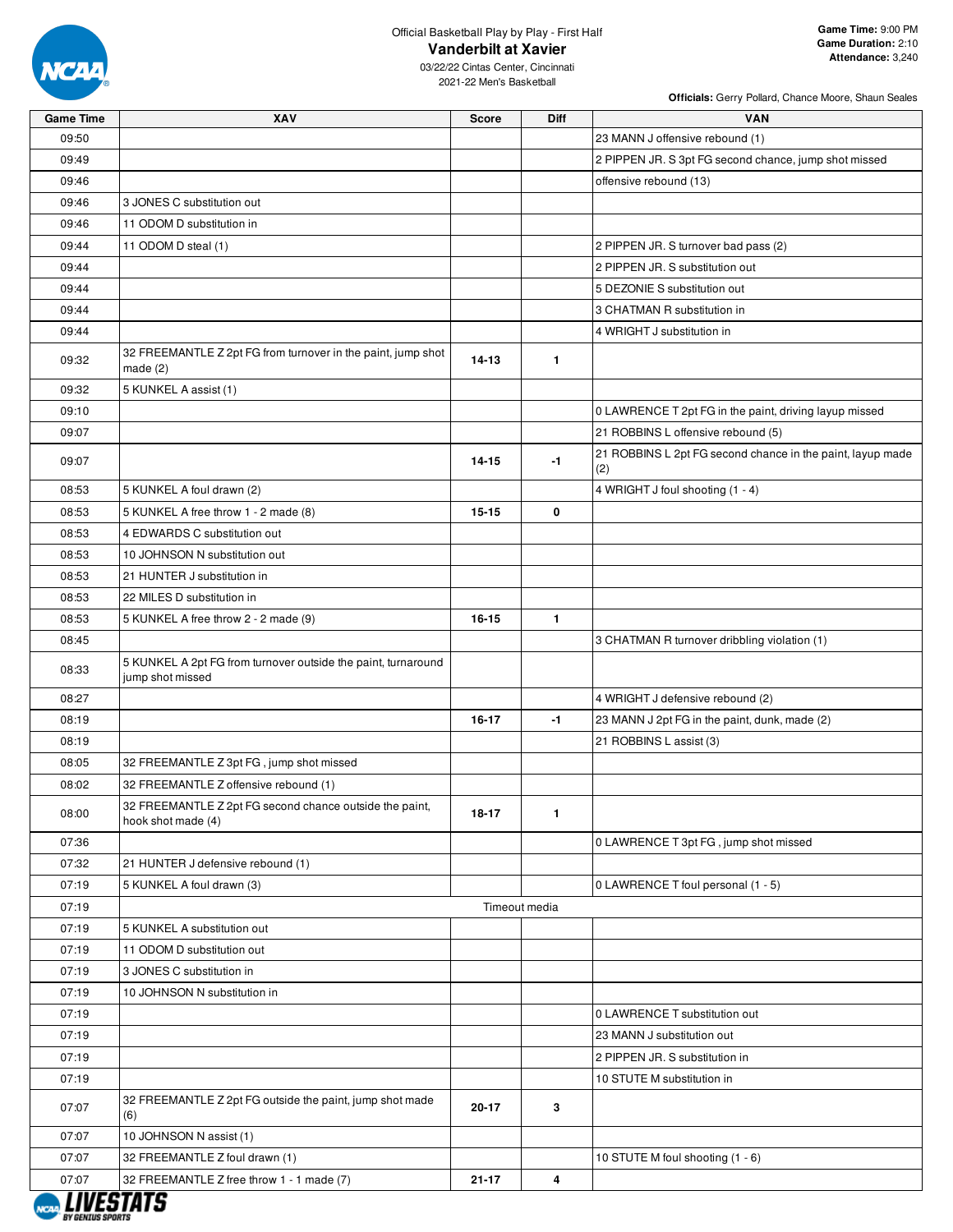Official Basketball Play by Play - First Half

# Vanderbilt at Xavier

03/22/22 Cintas Center, Cincinnati
2021-22 Men's Basketball

**Game Time:** 9:00 PM
**Game Duration:** 2:10
**Attendance:** 3,240

**Officials:** Gerry Pollard, Chance Moore, Shaun Seales

| Game Time | XAV | Score | Diff | VAN |
|---|---|---|---|---|
| 09:50 | | | | 23 MANN J offensive rebound (1) |
| 09:49 | | | | 2 PIPPEN JR. S 3pt FG second chance, jump shot missed |
| 09:46 | | | | offensive rebound (13) |
| 09:46 | 3 JONES C substitution out | | | |
| 09:46 | 11 ODOM D substitution in | | | |
| 09:44 | 11 ODOM D steal (1) | | | 2 PIPPEN JR. S turnover bad pass (2) |
| 09:44 | | | | 2 PIPPEN JR. S substitution out |
| 09:44 | | | | 5 DEZONIE S substitution out |
| 09:44 | | | | 3 CHATMAN R substitution in |
| 09:44 | | | | 4 WRIGHT J substitution in |
| 09:32 | 32 FREEMANTLE Z 2pt FG from turnover in the paint, jump shot made (2) | 14-13 | 1 | |
| 09:32 | 5 KUNKEL A assist (1) | | | |
| 09:10 | | | | 0 LAWRENCE T 2pt FG in the paint, driving layup missed |
| 09:07 | | | | 21 ROBBINS L offensive rebound (5) |
| 09:07 | | 14-15 | -1 | 21 ROBBINS L 2pt FG second chance in the paint, layup made (2) |
| 08:53 | 5 KUNKEL A foul drawn (2) | | | 4 WRIGHT J foul shooting (1 - 4) |
| 08:53 | 5 KUNKEL A free throw 1 - 2 made (8) | 15-15 | 0 | |
| 08:53 | 4 EDWARDS C substitution out | | | |
| 08:53 | 10 JOHNSON N substitution out | | | |
| 08:53 | 21 HUNTER J substitution in | | | |
| 08:53 | 22 MILES D substitution in | | | |
| 08:53 | 5 KUNKEL A free throw 2 - 2 made (9) | 16-15 | 1 | |
| 08:45 | | | | 3 CHATMAN R turnover dribbling violation (1) |
| 08:33 | 5 KUNKEL A 2pt FG from turnover outside the paint, turnaround jump shot missed | | | |
| 08:27 | | | | 4 WRIGHT J defensive rebound (2) |
| 08:19 | | 16-17 | -1 | 23 MANN J 2pt FG in the paint, dunk, made (2) |
| 08:19 | | | | 21 ROBBINS L assist (3) |
| 08:05 | 32 FREEMANTLE Z 3pt FG , jump shot missed | | | |
| 08:02 | 32 FREEMANTLE Z offensive rebound (1) | | | |
| 08:00 | 32 FREEMANTLE Z 2pt FG second chance outside the paint, hook shot made (4) | 18-17 | 1 | |
| 07:36 | | | | 0 LAWRENCE T 3pt FG , jump shot missed |
| 07:32 | 21 HUNTER J defensive rebound (1) | | | |
| 07:19 | 5 KUNKEL A foul drawn (3) | | | 0 LAWRENCE T foul personal (1 - 5) |
| 07:19 | Timeout media | | | |
| 07:19 | 5 KUNKEL A substitution out | | | |
| 07:19 | 11 ODOM D substitution out | | | |
| 07:19 | 3 JONES C substitution in | | | |
| 07:19 | 10 JOHNSON N substitution in | | | |
| 07:19 | | | | 0 LAWRENCE T substitution out |
| 07:19 | | | | 23 MANN J substitution out |
| 07:19 | | | | 2 PIPPEN JR. S substitution in |
| 07:19 | | | | 10 STUTE M substitution in |
| 07:07 | 32 FREEMANTLE Z 2pt FG outside the paint, jump shot made (6) | 20-17 | 3 | |
| 07:07 | 10 JOHNSON N assist (1) | | | |
| 07:07 | 32 FREEMANTLE Z foul drawn (1) | | | 10 STUTE M foul shooting (1 - 6) |
| 07:07 | 32 FREEMANTLE Z free throw 1 - 1 made (7) | 21-17 | 4 | |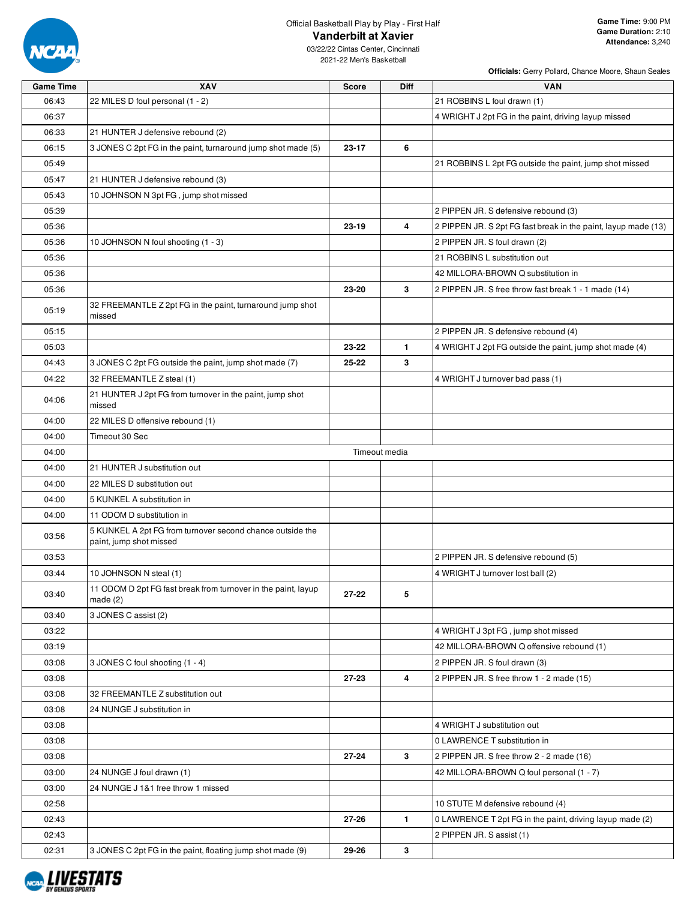Official Basketball Play by Play - First Half

# Vanderbilt at Xavier

03/22/22 Cintas Center, Cincinnati
2021-22 Men's Basketball

**Game Time:** 9:00 PM
**Game Duration:** 2:10
**Attendance:** 3,240

**Officials:** Gerry Pollard, Chance Moore, Shaun Seales

| Game Time | XAV | Score | Diff | VAN |
|---|---|---|---|---|
| 06:43 | 22 MILES D foul personal (1 - 2) | | | 21 ROBBINS L foul drawn (1) |
| 06:37 | | | | 4 WRIGHT J 2pt FG in the paint, driving layup missed |
| 06:33 | 21 HUNTER J defensive rebound (2) | | | |
| 06:15 | 3 JONES C 2pt FG in the paint, turnaround jump shot made (5) | 23-17 | 6 | |
| 05:49 | | | | 21 ROBBINS L 2pt FG outside the paint, jump shot missed |
| 05:47 | 21 HUNTER J defensive rebound (3) | | | |
| 05:43 | 10 JOHNSON N 3pt FG , jump shot missed | | | |
| 05:39 | | | | 2 PIPPEN JR. S defensive rebound (3) |
| 05:36 | | 23-19 | 4 | 2 PIPPEN JR. S 2pt FG fast break in the paint, layup made (13) |
| 05:36 | 10 JOHNSON N foul shooting (1 - 3) | | | 2 PIPPEN JR. S foul drawn (2) |
| 05:36 | | | | 21 ROBBINS L substitution out |
| 05:36 | | | | 42 MILLORA-BROWN Q substitution in |
| 05:36 | | 23-20 | 3 | 2 PIPPEN JR. S free throw fast break 1 - 1 made (14) |
| 05:19 | 32 FREEMANTLE Z 2pt FG in the paint, turnaround jump shot missed | | | |
| 05:15 | | | | 2 PIPPEN JR. S defensive rebound (4) |
| 05:03 | | 23-22 | 1 | 4 WRIGHT J 2pt FG outside the paint, jump shot made (4) |
| 04:43 | 3 JONES C 2pt FG outside the paint, jump shot made (7) | 25-22 | 3 | |
| 04:22 | 32 FREEMANTLE Z steal (1) | | | 4 WRIGHT J turnover bad pass (1) |
| 04:06 | 21 HUNTER J 2pt FG from turnover in the paint, jump shot missed | | | |
| 04:00 | 22 MILES D offensive rebound (1) | | | |
| 04:00 | Timeout 30 Sec | | | |
| 04:00 | | Timeout media | | |
| 04:00 | 21 HUNTER J substitution out | | | |
| 04:00 | 22 MILES D substitution out | | | |
| 04:00 | 5 KUNKEL A substitution in | | | |
| 04:00 | 11 ODOM D substitution in | | | |
| 03:56 | 5 KUNKEL A 2pt FG from turnover second chance outside the paint, jump shot missed | | | |
| 03:53 | | | | 2 PIPPEN JR. S defensive rebound (5) |
| 03:44 | 10 JOHNSON N steal (1) | | | 4 WRIGHT J turnover lost ball (2) |
| 03:40 | 11 ODOM D 2pt FG fast break from turnover in the paint, layup made (2) | 27-22 | 5 | |
| 03:40 | 3 JONES C assist (2) | | | |
| 03:22 | | | | 4 WRIGHT J 3pt FG , jump shot missed |
| 03:19 | | | | 42 MILLORA-BROWN Q offensive rebound (1) |
| 03:08 | 3 JONES C foul shooting (1 - 4) | | | 2 PIPPEN JR. S foul drawn (3) |
| 03:08 | | 27-23 | 4 | 2 PIPPEN JR. S free throw 1 - 2 made (15) |
| 03:08 | 32 FREEMANTLE Z substitution out | | | |
| 03:08 | 24 NUNGE J substitution in | | | |
| 03:08 | | | | 4 WRIGHT J substitution out |
| 03:08 | | | | 0 LAWRENCE T substitution in |
| 03:08 | | 27-24 | 3 | 2 PIPPEN JR. S free throw 2 - 2 made (16) |
| 03:00 | 24 NUNGE J foul drawn (1) | | | 42 MILLORA-BROWN Q foul personal (1 - 7) |
| 03:00 | 24 NUNGE J 1&1 free throw 1 missed | | | |
| 02:58 | | | | 10 STUTE M defensive rebound (4) |
| 02:43 | | 27-26 | 1 | 0 LAWRENCE T 2pt FG in the paint, driving layup made (2) |
| 02:43 | | | | 2 PIPPEN JR. S assist (1) |
| 02:31 | 3 JONES C 2pt FG in the paint, floating jump shot made (9) | 29-26 | 3 | |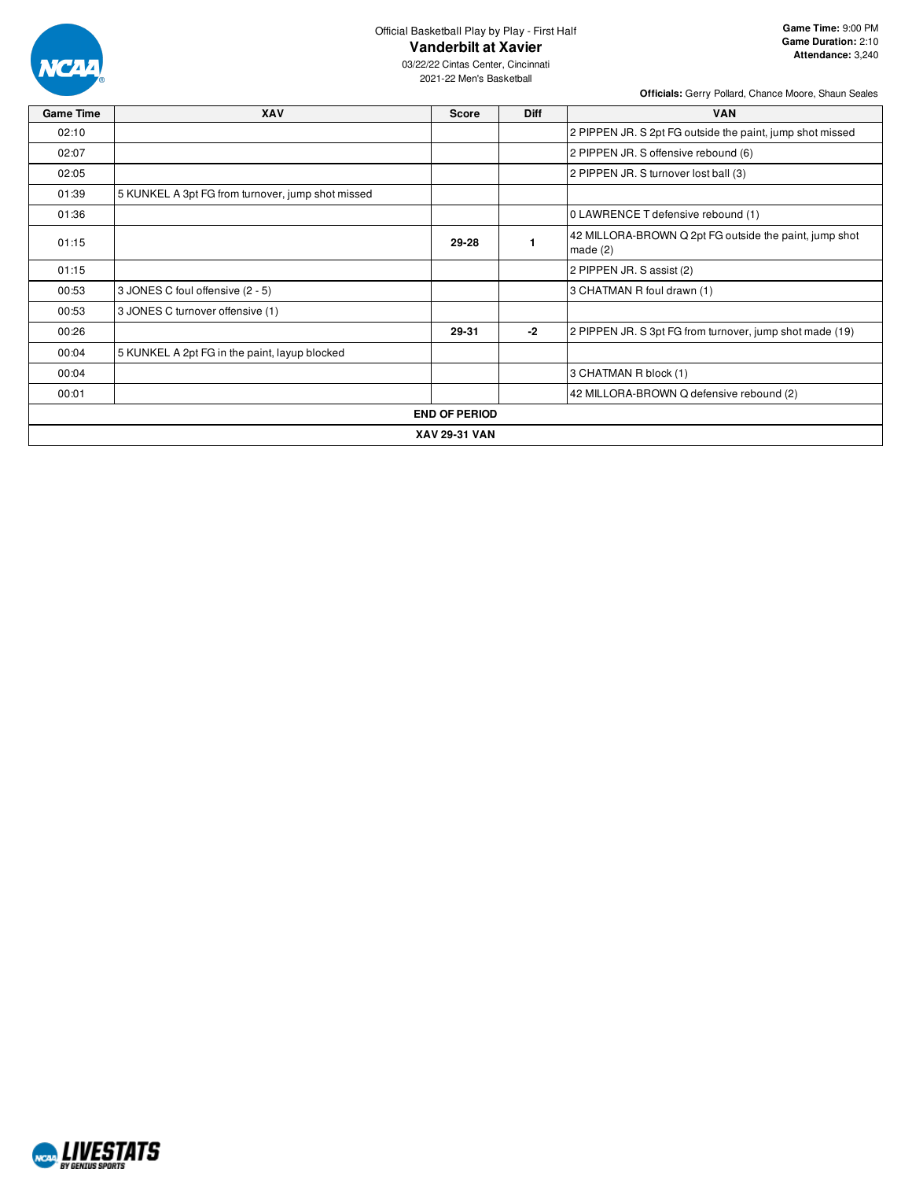Official Basketball Play by Play - First Half

# Vanderbilt at Xavier

03/22/22 Cintas Center, Cincinnati
2021-22 Men's Basketball

**Game Time:** 9:00 PM
**Game Duration:** 2:10
**Attendance:** 3,240

**Officials:** Gerry Pollard, Chance Moore, Shaun Seales

| Game Time | XAV | Score | Diff | VAN |
|---|---|---|---|---|
| 02:10 | | | | 2 PIPPEN JR. S 2pt FG outside the paint, jump shot missed |
| 02:07 | | | | 2 PIPPEN JR. S offensive rebound (6) |
| 02:05 | | | | 2 PIPPEN JR. S turnover lost ball (3) |
| 01:39 | 5 KUNKEL A 3pt FG from turnover, jump shot missed | | | |
| 01:36 | | | | 0 LAWRENCE T defensive rebound (1) |
| 01:15 | | 29-28 | 1 | 42 MILLORA-BROWN Q 2pt FG outside the paint, jump shot made (2) |
| 01:15 | | | | 2 PIPPEN JR. S assist (2) |
| 00:53 | 3 JONES C foul offensive (2 - 5) | | | 3 CHATMAN R foul drawn (1) |
| 00:53 | 3 JONES C turnover offensive (1) | | | |
| 00:26 | | 29-31 | -2 | 2 PIPPEN JR. S 3pt FG from turnover, jump shot made (19) |
| 00:04 | 5 KUNKEL A 2pt FG in the paint, layup blocked | | | |
| 00:04 | | | | 3 CHATMAN R block (1) |
| 00:01 | | | | 42 MILLORA-BROWN Q defensive rebound (2) |
| | | **END OF PERIOD** | | |
| | | **XAV 29-31 VAN** | | |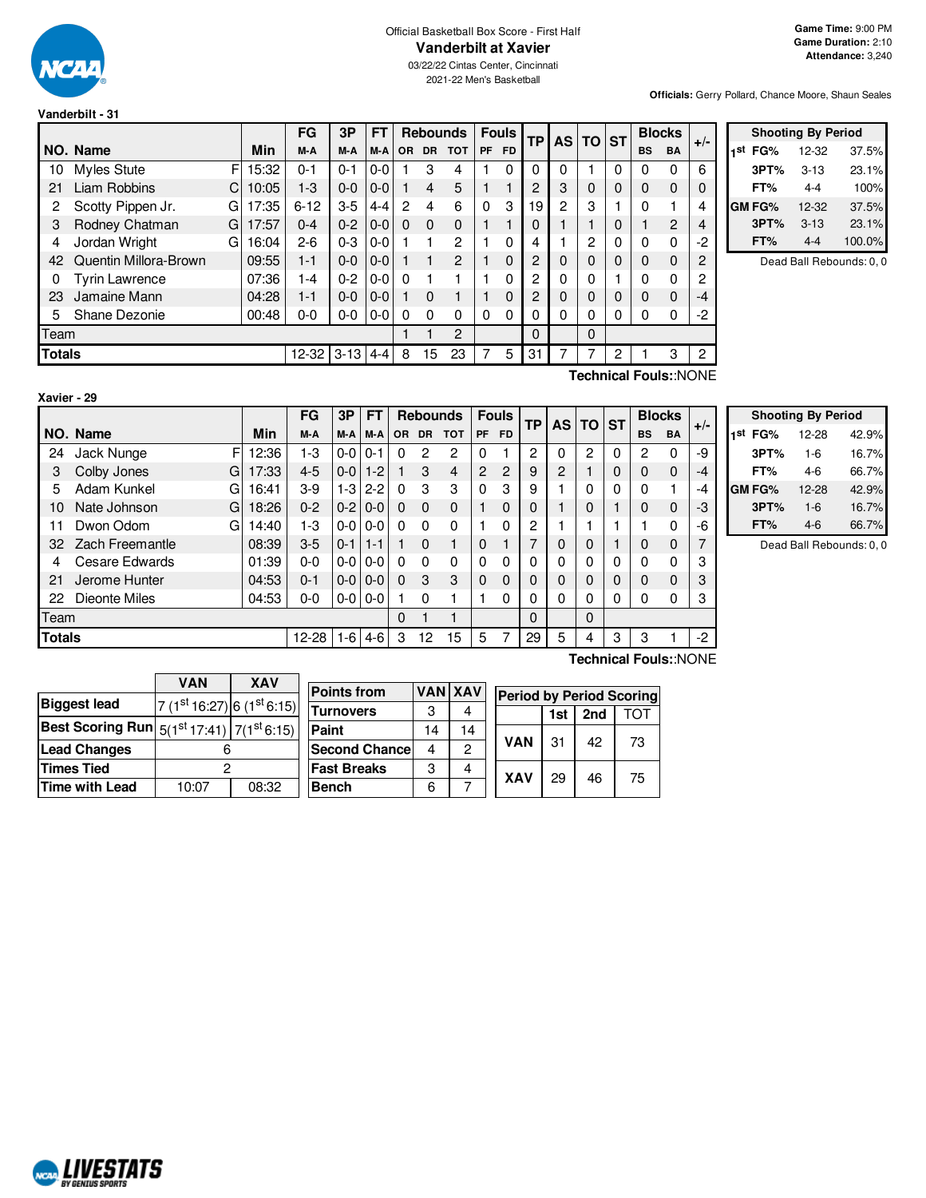Official Basketball Box Score - First Half

# Vanderbilt at Xavier

03/22/22 Cintas Center, Cincinnati

2021-22 Men's Basketball

**Game Time:** 9:00 PM
**Game Duration:** 2:10
**Attendance:** 3,240

**Officials:** Gerry Pollard, Chance Moore, Shaun Seales

## Vanderbilt - 31

| NO. | Name | | Min | FG M-A | 3P M-A | FT M-A | OR | DR | TOT | PF | FD | TP | AS | TO | ST | BS | BA | +/- |
|---|---|---|---|---|---|---|---|---|---|---|---|---|---|---|---|---|---|---|
| 10 | Myles Stute | F | 15:32 | 0-1 | 0-1 | 0-0 | 1 | 3 | 4 | 1 | 0 | 0 | 0 | 1 | 0 | 0 | 0 | 6 |
| 21 | Liam Robbins | C | 10:05 | 1-3 | 0-0 | 0-0 | 1 | 4 | 5 | 1 | 1 | 2 | 3 | 0 | 0 | 0 | 0 | 0 |
| 2 | Scotty Pippen Jr. | G | 17:35 | 6-12 | 3-5 | 4-4 | 2 | 4 | 6 | 0 | 3 | 19 | 2 | 3 | 1 | 0 | 1 | 4 |
| 3 | Rodney Chatman | G | 17:57 | 0-4 | 0-2 | 0-0 | 0 | 0 | 0 | 1 | 1 | 0 | 1 | 1 | 0 | 1 | 2 | 4 |
| 4 | Jordan Wright | G | 16:04 | 2-6 | 0-3 | 0-0 | 1 | 1 | 2 | 1 | 0 | 4 | 1 | 2 | 0 | 0 | 0 | -2 |
| 42 | Quentin Millora-Brown | | 09:55 | 1-1 | 0-0 | 0-0 | 1 | 1 | 2 | 1 | 0 | 2 | 0 | 0 | 0 | 0 | 0 | 2 |
| 0 | Tyrin Lawrence | | 07:36 | 1-4 | 0-2 | 0-0 | 0 | 1 | 1 | 1 | 0 | 2 | 0 | 0 | 1 | 0 | 0 | 2 |
| 23 | Jamaine Mann | | 04:28 | 1-1 | 0-0 | 0-0 | 1 | 0 | 1 | 1 | 0 | 2 | 0 | 0 | 0 | 0 | 0 | -4 |
| 5 | Shane Dezonie | | 00:48 | 0-0 | 0-0 | 0-0 | 0 | 0 | 0 | 0 | 0 | 0 | 0 | 0 | 0 | 0 | 0 | -2 |
| Team | | | | | | | 1 | 1 | 2 | | | 0 | | 0 | | | | |
| **Totals** | | | | 12-32 | 3-13 | 4-4 | 8 | 15 | 23 | 7 | 5 | 31 | 7 | 7 | 2 | 1 | 3 | 2 |

Technical Fouls::NONE

| Shooting By Period | | |
|---|---|---|
| 1st FG% | 12-32 | 37.5% |
| 3PT% | 3-13 | 23.1% |
| FT% | 4-4 | 100% |
| GM FG% | 12-32 | 37.5% |
| 3PT% | 3-13 | 23.1% |
| FT% | 4-4 | 100.0% |

Dead Ball Rebounds: 0, 0

## Xavier - 29

| NO. | Name | | Min | FG M-A | 3P M-A | FT M-A | OR | DR | TOT | PF | FD | TP | AS | TO | ST | BS | BA | +/- |
|---|---|---|---|---|---|---|---|---|---|---|---|---|---|---|---|---|---|---|
| 24 | Jack Nunge | F | 12:36 | 1-3 | 0-0 | 0-1 | 0 | 2 | 2 | 0 | 1 | 2 | 0 | 2 | 0 | 2 | 0 | -9 |
| 3 | Colby Jones | G | 17:33 | 4-5 | 0-0 | 1-2 | 1 | 3 | 4 | 2 | 2 | 9 | 2 | 1 | 0 | 0 | 0 | -4 |
| 5 | Adam Kunkel | G | 16:41 | 3-9 | 1-3 | 2-2 | 0 | 3 | 3 | 0 | 3 | 9 | 1 | 0 | 0 | 0 | 1 | -4 |
| 10 | Nate Johnson | G | 18:26 | 0-2 | 0-2 | 0-0 | 0 | 0 | 0 | 1 | 0 | 0 | 1 | 0 | 1 | 0 | 0 | -3 |
| 11 | Dwon Odom | G | 14:40 | 1-3 | 0-0 | 0-0 | 0 | 0 | 0 | 1 | 0 | 2 | 1 | 1 | 1 | 1 | 0 | -6 |
| 32 | Zach Freemantle | | 08:39 | 3-5 | 0-1 | 1-1 | 1 | 0 | 1 | 0 | 1 | 7 | 0 | 0 | 1 | 0 | 0 | 7 |
| 4 | Cesare Edwards | | 01:39 | 0-0 | 0-0 | 0-0 | 0 | 0 | 0 | 0 | 0 | 0 | 0 | 0 | 0 | 0 | 0 | 3 |
| 21 | Jerome Hunter | | 04:53 | 0-1 | 0-0 | 0-0 | 0 | 3 | 3 | 0 | 0 | 0 | 0 | 0 | 0 | 0 | 0 | 3 |
| 22 | Dieonte Miles | | 04:53 | 0-0 | 0-0 | 0-0 | 1 | 0 | 1 | 1 | 0 | 0 | 0 | 0 | 0 | 0 | 0 | 3 |
| Team | | | | | | | 0 | 1 | 1 | | | 0 | | 0 | | | | |
| **Totals** | | | | 12-28 | 1-6 | 4-6 | 3 | 12 | 15 | 5 | 7 | 29 | 5 | 4 | 3 | 3 | 1 | -2 |

Technical Fouls::NONE

| Shooting By Period | | |
|---|---|---|
| 1st FG% | 12-28 | 42.9% |
| 3PT% | 1-6 | 16.7% |
| FT% | 4-6 | 66.7% |
| GM FG% | 12-28 | 42.9% |
| 3PT% | 1-6 | 16.7% |
| FT% | 4-6 | 66.7% |

Dead Ball Rebounds: 0, 0

| | VAN | XAV |
|---|---|---|
| Biggest lead | 7 (1st 16:27) | 6 (1st 6:15) |
| Best Scoring Run | 5(1st 17:41) | 7(1st 6:15) |
| Lead Changes | 6 | |
| Times Tied | 2 | |
| Time with Lead | 10:07 | 08:32 |

| Points from | VAN | XAV |
|---|---|---|
| Turnovers | 3 | 4 |
| Paint | 14 | 14 |
| Second Chance | 4 | 2 |
| Fast Breaks | 3 | 4 |
| Bench | 6 | 7 |

| Period by Period Scoring | 1st | 2nd | TOT |
|---|---|---|---|
| VAN | 31 | 42 | 73 |
| XAV | 29 | 46 | 75 |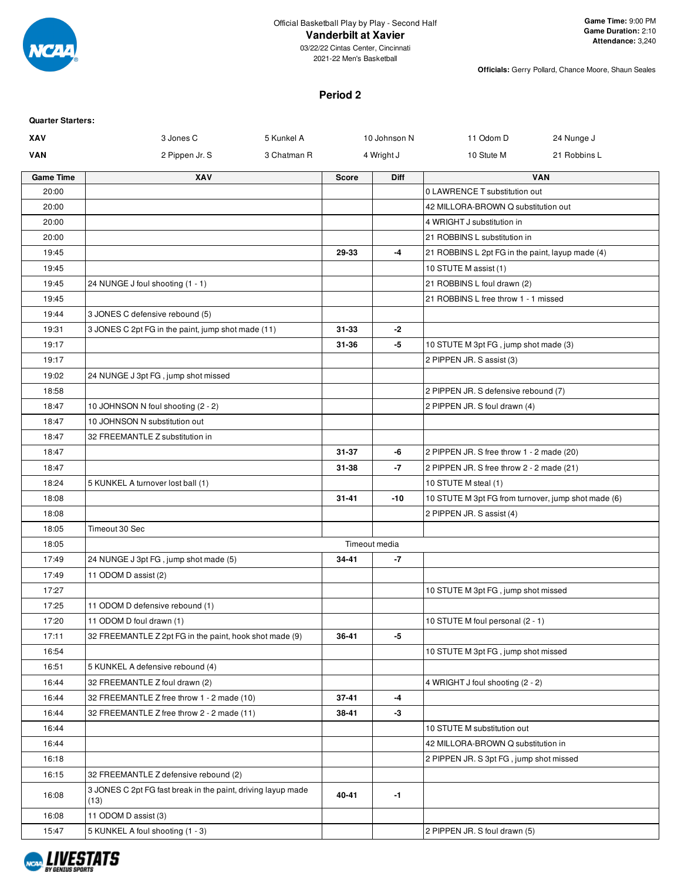Official Basketball Play by Play - Second Half

# Vanderbilt at Xavier

03/22/22 Cintas Center, Cincinnati
2021-22 Men's Basketball

**Game Time:** 9:00 PM
**Game Duration:** 2:10
**Attendance:** 3,240

**Officials:** Gerry Pollard, Chance Moore, Shaun Seales

## Period 2

**Quarter Starters:**

| | | | | | |
|---|---|---|---|---|---|
| **XAV** | 3 Jones C | 5 Kunkel A | 10 Johnson N | 11 Odom D | 24 Nunge J |
| **VAN** | 2 Pippen Jr. S | 3 Chatman R | 4 Wright J | 10 Stute M | 21 Robbins L |

| Game Time | XAV | Score | Diff | VAN |
|---|---|---|---|---|
| 20:00 | | | | 0 LAWRENCE T substitution out |
| 20:00 | | | | 42 MILLORA-BROWN Q substitution out |
| 20:00 | | | | 4 WRIGHT J substitution in |
| 20:00 | | | | 21 ROBBINS L substitution in |
| 19:45 | | **29-33** | **-4** | 21 ROBBINS L 2pt FG in the paint, layup made (4) |
| 19:45 | | | | 10 STUTE M assist (1) |
| 19:45 | 24 NUNGE J foul shooting (1 - 1) | | | 21 ROBBINS L foul drawn (2) |
| 19:45 | | | | 21 ROBBINS L free throw 1 - 1 missed |
| 19:44 | 3 JONES C defensive rebound (5) | | | |
| 19:31 | 3 JONES C 2pt FG in the paint, jump shot made (11) | **31-33** | **-2** | |
| 19:17 | | **31-36** | **-5** | 10 STUTE M 3pt FG , jump shot made (3) |
| 19:17 | | | | 2 PIPPEN JR. S assist (3) |
| 19:02 | 24 NUNGE J 3pt FG , jump shot missed | | | |
| 18:58 | | | | 2 PIPPEN JR. S defensive rebound (7) |
| 18:47 | 10 JOHNSON N foul shooting (2 - 2) | | | 2 PIPPEN JR. S foul drawn (4) |
| 18:47 | 10 JOHNSON N substitution out | | | |
| 18:47 | 32 FREEMANTLE Z substitution in | | | |
| 18:47 | | **31-37** | **-6** | 2 PIPPEN JR. S free throw 1 - 2 made (20) |
| 18:47 | | **31-38** | **-7** | 2 PIPPEN JR. S free throw 2 - 2 made (21) |
| 18:24 | 5 KUNKEL A turnover lost ball (1) | | | 10 STUTE M steal (1) |
| 18:08 | | **31-41** | **-10** | 10 STUTE M 3pt FG from turnover, jump shot made (6) |
| 18:08 | | | | 2 PIPPEN JR. S assist (4) |
| 18:05 | Timeout 30 Sec | | | |
| 18:05 | | Timeout media | | |
| 17:49 | 24 NUNGE J 3pt FG , jump shot made (5) | **34-41** | **-7** | |
| 17:49 | 11 ODOM D assist (2) | | | |
| 17:27 | | | | 10 STUTE M 3pt FG , jump shot missed |
| 17:25 | 11 ODOM D defensive rebound (1) | | | |
| 17:20 | 11 ODOM D foul drawn (1) | | | 10 STUTE M foul personal (2 - 1) |
| 17:11 | 32 FREEMANTLE Z 2pt FG in the paint, hook shot made (9) | **36-41** | **-5** | |
| 16:54 | | | | 10 STUTE M 3pt FG , jump shot missed |
| 16:51 | 5 KUNKEL A defensive rebound (4) | | | |
| 16:44 | 32 FREEMANTLE Z foul drawn (2) | | | 4 WRIGHT J foul shooting (2 - 2) |
| 16:44 | 32 FREEMANTLE Z free throw 1 - 2 made (10) | **37-41** | **-4** | |
| 16:44 | 32 FREEMANTLE Z free throw 2 - 2 made (11) | **38-41** | **-3** | |
| 16:44 | | | | 10 STUTE M substitution out |
| 16:44 | | | | 42 MILLORA-BROWN Q substitution in |
| 16:18 | | | | 2 PIPPEN JR. S 3pt FG , jump shot missed |
| 16:15 | 32 FREEMANTLE Z defensive rebound (2) | | | |
| 16:08 | 3 JONES C 2pt FG fast break in the paint, driving layup made (13) | **40-41** | **-1** | |
| 16:08 | 11 ODOM D assist (3) | | | |
| 15:47 | 5 KUNKEL A foul shooting (1 - 3) | | | 2 PIPPEN JR. S foul drawn (5) |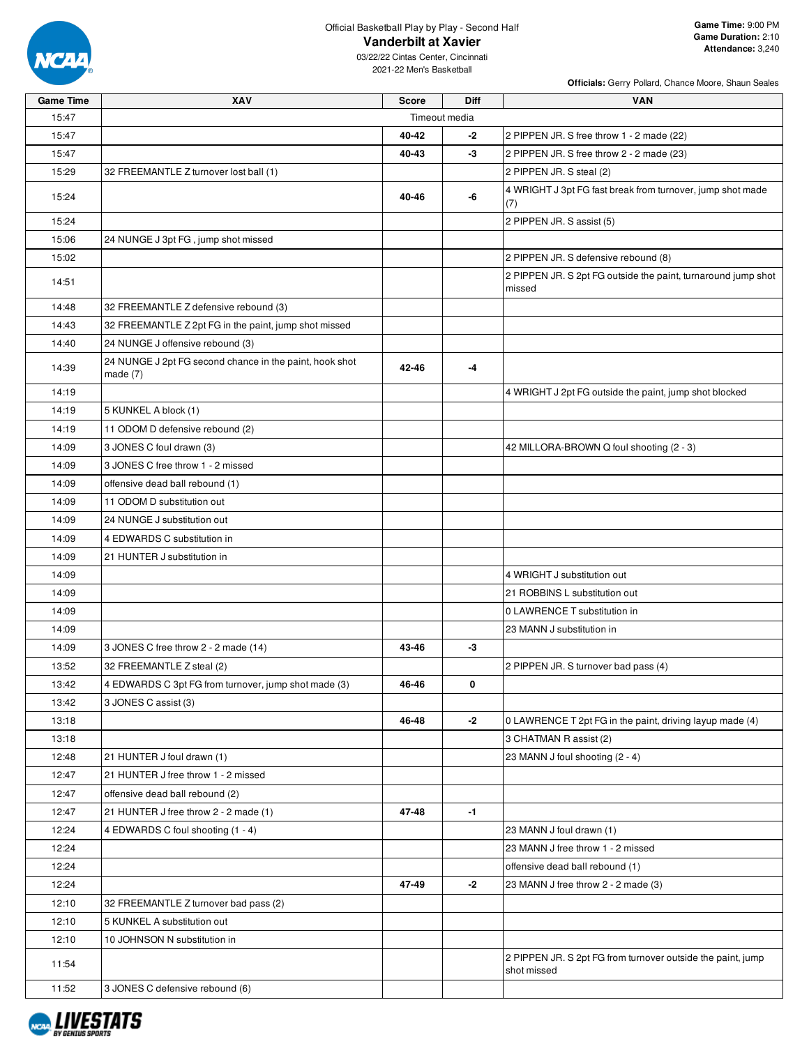Official Basketball Play by Play - Second Half

# Vanderbilt at Xavier

03/22/22 Cintas Center, Cincinnati
2021-22 Men's Basketball

**Game Time:** 9:00 PM
**Game Duration:** 2:10
**Attendance:** 3,240

**Officials:** Gerry Pollard, Chance Moore, Shaun Seales

| Game Time | XAV | Score | Diff | VAN |
|---|---|---|---|---|
| 15:47 | Timeout media | | | |
| 15:47 | | 40-42 | -2 | 2 PIPPEN JR. S free throw 1 - 2 made (22) |
| 15:47 | | 40-43 | -3 | 2 PIPPEN JR. S free throw 2 - 2 made (23) |
| 15:29 | 32 FREEMANTLE Z turnover lost ball (1) | | | 2 PIPPEN JR. S steal (2) |
| 15:24 | | 40-46 | -6 | 4 WRIGHT J 3pt FG fast break from turnover, jump shot made (7) |
| 15:24 | | | | 2 PIPPEN JR. S assist (5) |
| 15:06 | 24 NUNGE J 3pt FG , jump shot missed | | | |
| 15:02 | | | | 2 PIPPEN JR. S defensive rebound (8) |
| 14:51 | | | | 2 PIPPEN JR. S 2pt FG outside the paint, turnaround jump shot missed |
| 14:48 | 32 FREEMANTLE Z defensive rebound (3) | | | |
| 14:43 | 32 FREEMANTLE Z 2pt FG in the paint, jump shot missed | | | |
| 14:40 | 24 NUNGE J offensive rebound (3) | | | |
| 14:39 | 24 NUNGE J 2pt FG second chance in the paint, hook shot made (7) | 42-46 | -4 | |
| 14:19 | | | | 4 WRIGHT J 2pt FG outside the paint, jump shot blocked |
| 14:19 | 5 KUNKEL A block (1) | | | |
| 14:19 | 11 ODOM D defensive rebound (2) | | | |
| 14:09 | 3 JONES C foul drawn (3) | | | 42 MILLORA-BROWN Q foul shooting (2 - 3) |
| 14:09 | 3 JONES C free throw 1 - 2 missed | | | |
| 14:09 | offensive dead ball rebound (1) | | | |
| 14:09 | 11 ODOM D substitution out | | | |
| 14:09 | 24 NUNGE J substitution out | | | |
| 14:09 | 4 EDWARDS C substitution in | | | |
| 14:09 | 21 HUNTER J substitution in | | | |
| 14:09 | | | | 4 WRIGHT J substitution out |
| 14:09 | | | | 21 ROBBINS L substitution out |
| 14:09 | | | | 0 LAWRENCE T substitution in |
| 14:09 | | | | 23 MANN J substitution in |
| 14:09 | 3 JONES C free throw 2 - 2 made (14) | 43-46 | -3 | |
| 13:52 | 32 FREEMANTLE Z steal (2) | | | 2 PIPPEN JR. S turnover bad pass (4) |
| 13:42 | 4 EDWARDS C 3pt FG from turnover, jump shot made (3) | 46-46 | 0 | |
| 13:42 | 3 JONES C assist (3) | | | |
| 13:18 | | 46-48 | -2 | 0 LAWRENCE T 2pt FG in the paint, driving layup made (4) |
| 13:18 | | | | 3 CHATMAN R assist (2) |
| 12:48 | 21 HUNTER J foul drawn (1) | | | 23 MANN J foul shooting (2 - 4) |
| 12:47 | 21 HUNTER J free throw 1 - 2 missed | | | |
| 12:47 | offensive dead ball rebound (2) | | | |
| 12:47 | 21 HUNTER J free throw 2 - 2 made (1) | 47-48 | -1 | |
| 12:24 | 4 EDWARDS C foul shooting (1 - 4) | | | 23 MANN J foul drawn (1) |
| 12:24 | | | | 23 MANN J free throw 1 - 2 missed |
| 12:24 | | | | offensive dead ball rebound (1) |
| 12:24 | | 47-49 | -2 | 23 MANN J free throw 2 - 2 made (3) |
| 12:10 | 32 FREEMANTLE Z turnover bad pass (2) | | | |
| 12:10 | 5 KUNKEL A substitution out | | | |
| 12:10 | 10 JOHNSON N substitution in | | | |
| 11:54 | | | | 2 PIPPEN JR. S 2pt FG from turnover outside the paint, jump shot missed |
| 11:52 | 3 JONES C defensive rebound (6) | | | |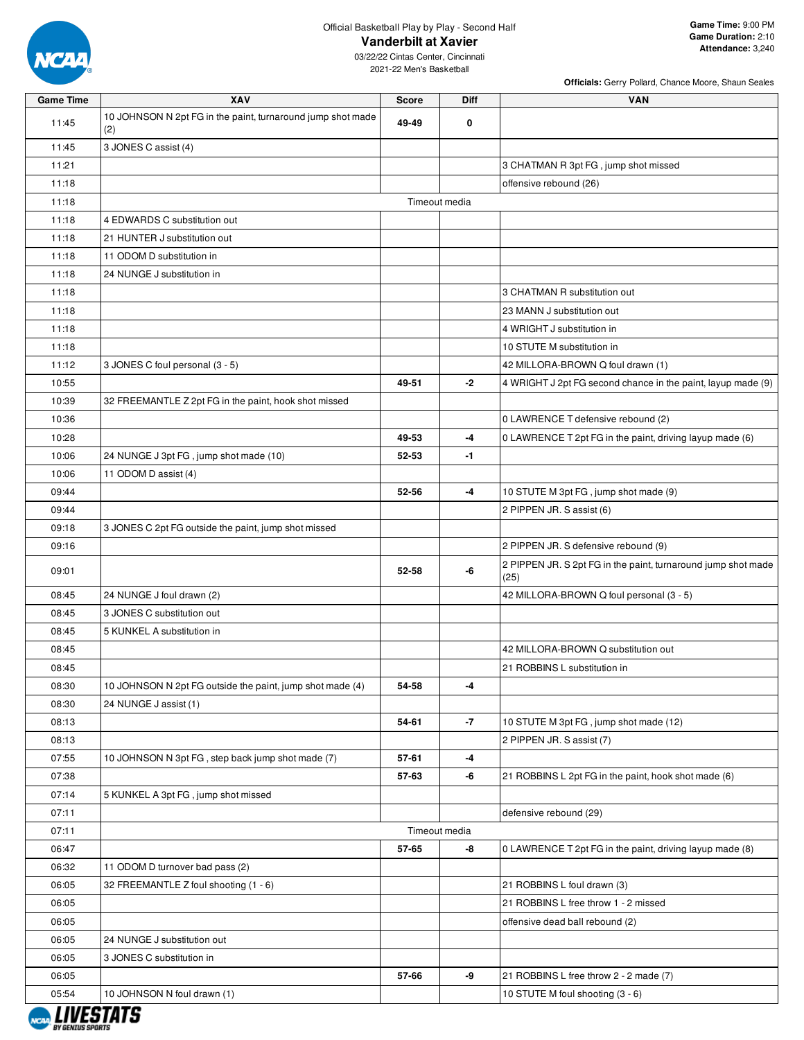Official Basketball Play by Play - Second Half

# Vanderbilt at Xavier

03/22/22 Cintas Center, Cincinnati
2021-22 Men's Basketball

**Game Time:** 9:00 PM
**Game Duration:** 2:10
**Attendance:** 3,240

**Officials:** Gerry Pollard, Chance Moore, Shaun Seales

| Game Time | XAV | Score | Diff | VAN |
|---|---|---|---|---|
| 11:45 | 10 JOHNSON N 2pt FG in the paint, turnaround jump shot made (2) | 49-49 | 0 | |
| 11:45 | 3 JONES C assist (4) | | | |
| 11:21 | | | | 3 CHATMAN R 3pt FG , jump shot missed |
| 11:18 | | | | offensive rebound (26) |
| 11:18 | | Timeout media | | |
| 11:18 | 4 EDWARDS C substitution out | | | |
| 11:18 | 21 HUNTER J substitution out | | | |
| 11:18 | 11 ODOM D substitution in | | | |
| 11:18 | 24 NUNGE J substitution in | | | |
| 11:18 | | | | 3 CHATMAN R substitution out |
| 11:18 | | | | 23 MANN J substitution out |
| 11:18 | | | | 4 WRIGHT J substitution in |
| 11:18 | | | | 10 STUTE M substitution in |
| 11:12 | 3 JONES C foul personal (3 - 5) | | | 42 MILLORA-BROWN Q foul drawn (1) |
| 10:55 | | 49-51 | -2 | 4 WRIGHT J 2pt FG second chance in the paint, layup made (9) |
| 10:39 | 32 FREEMANTLE Z 2pt FG in the paint, hook shot missed | | | |
| 10:36 | | | | 0 LAWRENCE T defensive rebound (2) |
| 10:28 | | 49-53 | -4 | 0 LAWRENCE T 2pt FG in the paint, driving layup made (6) |
| 10:06 | 24 NUNGE J 3pt FG , jump shot made (10) | 52-53 | -1 | |
| 10:06 | 11 ODOM D assist (4) | | | |
| 09:44 | | 52-56 | -4 | 10 STUTE M 3pt FG , jump shot made (9) |
| 09:44 | | | | 2 PIPPEN JR. S assist (6) |
| 09:18 | 3 JONES C 2pt FG outside the paint, jump shot missed | | | |
| 09:16 | | | | 2 PIPPEN JR. S defensive rebound (9) |
| 09:01 | | 52-58 | -6 | 2 PIPPEN JR. S 2pt FG in the paint, turnaround jump shot made (25) |
| 08:45 | 24 NUNGE J foul drawn (2) | | | 42 MILLORA-BROWN Q foul personal (3 - 5) |
| 08:45 | 3 JONES C substitution out | | | |
| 08:45 | 5 KUNKEL A substitution in | | | |
| 08:45 | | | | 42 MILLORA-BROWN Q substitution out |
| 08:45 | | | | 21 ROBBINS L substitution in |
| 08:30 | 10 JOHNSON N 2pt FG outside the paint, jump shot made (4) | 54-58 | -4 | |
| 08:30 | 24 NUNGE J assist (1) | | | |
| 08:13 | | 54-61 | -7 | 10 STUTE M 3pt FG , jump shot made (12) |
| 08:13 | | | | 2 PIPPEN JR. S assist (7) |
| 07:55 | 10 JOHNSON N 3pt FG , step back jump shot made (7) | 57-61 | -4 | |
| 07:38 | | 57-63 | -6 | 21 ROBBINS L 2pt FG in the paint, hook shot made (6) |
| 07:14 | 5 KUNKEL A 3pt FG , jump shot missed | | | |
| 07:11 | | | | defensive rebound (29) |
| 07:11 | | Timeout media | | |
| 06:47 | | 57-65 | -8 | 0 LAWRENCE T 2pt FG in the paint, driving layup made (8) |
| 06:32 | 11 ODOM D turnover bad pass (2) | | | |
| 06:05 | 32 FREEMANTLE Z foul shooting (1 - 6) | | | 21 ROBBINS L foul drawn (3) |
| 06:05 | | | | 21 ROBBINS L free throw 1 - 2 missed |
| 06:05 | | | | offensive dead ball rebound (2) |
| 06:05 | 24 NUNGE J substitution out | | | |
| 06:05 | 3 JONES C substitution in | | | |
| 06:05 | | 57-66 | -9 | 21 ROBBINS L free throw 2 - 2 made (7) |
| 05:54 | 10 JOHNSON N foul drawn (1) | | | 10 STUTE M foul shooting (3 - 6) |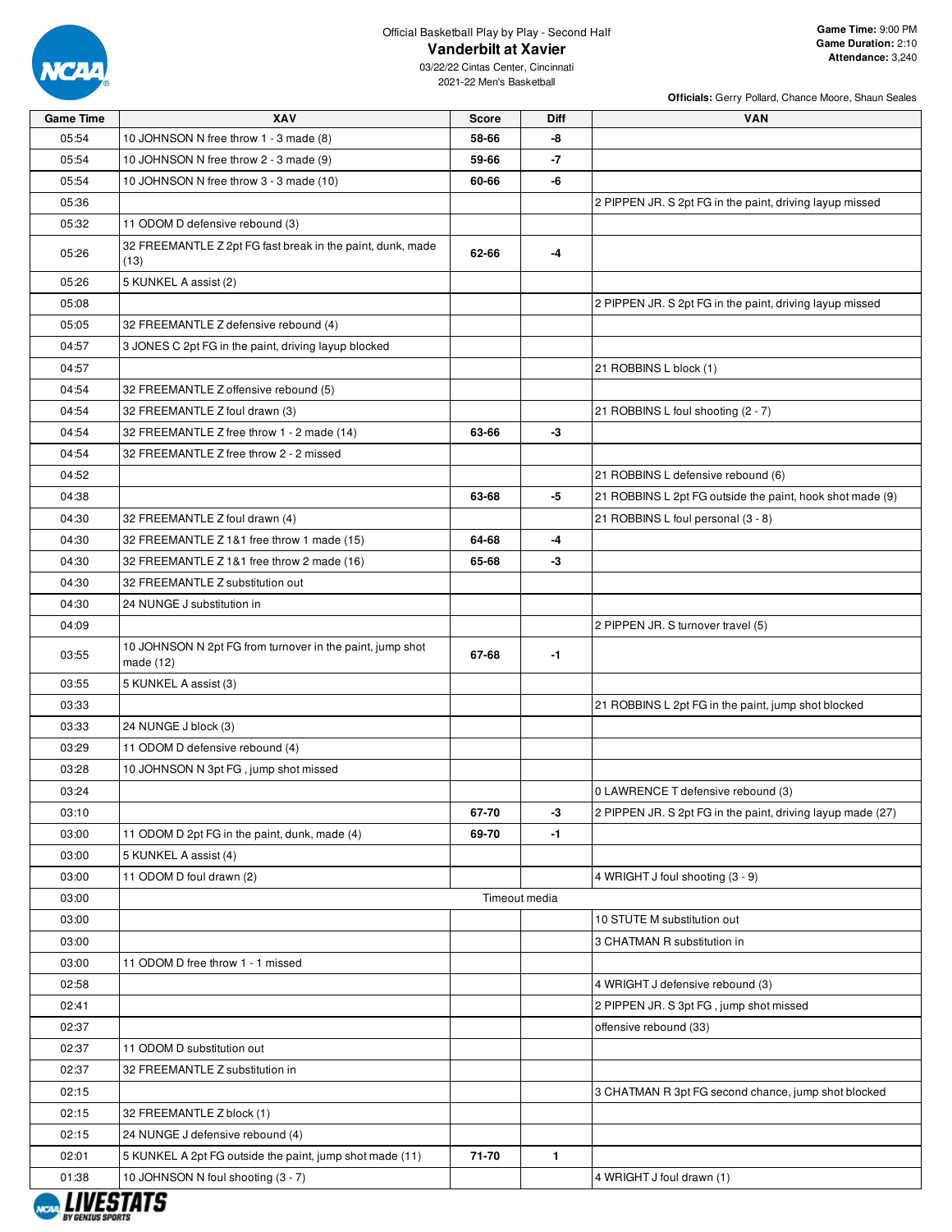Official Basketball Play by Play - Second Half

## Vanderbilt at Xavier

03/22/22 Cintas Center, Cincinnati
2021-22 Men's Basketball

**Game Time:** 9:00 PM
**Game Duration:** 2:10
**Attendance:** 3,240

**Officials:** Gerry Pollard, Chance Moore, Shaun Seales

| Game Time | XAV | Score | Diff | VAN |
|---|---|---|---|---|
| 05:54 | 10 JOHNSON N free throw 1 - 3 made (8) | 58-66 | -8 | |
| 05:54 | 10 JOHNSON N free throw 2 - 3 made (9) | 59-66 | -7 | |
| 05:54 | 10 JOHNSON N free throw 3 - 3 made (10) | 60-66 | -6 | |
| 05:36 | | | | 2 PIPPEN JR. S 2pt FG in the paint, driving layup missed |
| 05:32 | 11 ODOM D defensive rebound (3) | | | |
| 05:26 | 32 FREEMANTLE Z 2pt FG fast break in the paint, dunk, made (13) | 62-66 | -4 | |
| 05:26 | 5 KUNKEL A assist (2) | | | |
| 05:08 | | | | 2 PIPPEN JR. S 2pt FG in the paint, driving layup missed |
| 05:05 | 32 FREEMANTLE Z defensive rebound (4) | | | |
| 04:57 | 3 JONES C 2pt FG in the paint, driving layup blocked | | | |
| 04:57 | | | | 21 ROBBINS L block (1) |
| 04:54 | 32 FREEMANTLE Z offensive rebound (5) | | | |
| 04:54 | 32 FREEMANTLE Z foul drawn (3) | | | 21 ROBBINS L foul shooting (2 - 7) |
| 04:54 | 32 FREEMANTLE Z free throw 1 - 2 made (14) | 63-66 | -3 | |
| 04:54 | 32 FREEMANTLE Z free throw 2 - 2 missed | | | |
| 04:52 | | | | 21 ROBBINS L defensive rebound (6) |
| 04:38 | | 63-68 | -5 | 21 ROBBINS L 2pt FG outside the paint, hook shot made (9) |
| 04:30 | 32 FREEMANTLE Z foul drawn (4) | | | 21 ROBBINS L foul personal (3 - 8) |
| 04:30 | 32 FREEMANTLE Z 1&1 free throw 1 made (15) | 64-68 | -4 | |
| 04:30 | 32 FREEMANTLE Z 1&1 free throw 2 made (16) | 65-68 | -3 | |
| 04:30 | 32 FREEMANTLE Z substitution out | | | |
| 04:30 | 24 NUNGE J substitution in | | | |
| 04:09 | | | | 2 PIPPEN JR. S turnover travel (5) |
| 03:55 | 10 JOHNSON N 2pt FG from turnover in the paint, jump shot made (12) | 67-68 | -1 | |
| 03:55 | 5 KUNKEL A assist (3) | | | |
| 03:33 | | | | 21 ROBBINS L 2pt FG in the paint, jump shot blocked |
| 03:33 | 24 NUNGE J block (3) | | | |
| 03:29 | 11 ODOM D defensive rebound (4) | | | |
| 03:28 | 10 JOHNSON N 3pt FG , jump shot missed | | | |
| 03:24 | | | | 0 LAWRENCE T defensive rebound (3) |
| 03:10 | | 67-70 | -3 | 2 PIPPEN JR. S 2pt FG in the paint, driving layup made (27) |
| 03:00 | 11 ODOM D 2pt FG in the paint, dunk, made (4) | 69-70 | -1 | |
| 03:00 | 5 KUNKEL A assist (4) | | | |
| 03:00 | 11 ODOM D foul drawn (2) | | | 4 WRIGHT J foul shooting (3 - 9) |
| 03:00 | Timeout media | | | |
| 03:00 | | | | 10 STUTE M substitution out |
| 03:00 | | | | 3 CHATMAN R substitution in |
| 03:00 | 11 ODOM D free throw 1 - 1 missed | | | |
| 02:58 | | | | 4 WRIGHT J defensive rebound (3) |
| 02:41 | | | | 2 PIPPEN JR. S 3pt FG , jump shot missed |
| 02:37 | | | | offensive rebound (33) |
| 02:37 | 11 ODOM D substitution out | | | |
| 02:37 | 32 FREEMANTLE Z substitution in | | | |
| 02:15 | | | | 3 CHATMAN R 3pt FG second chance, jump shot blocked |
| 02:15 | 32 FREEMANTLE Z block (1) | | | |
| 02:15 | 24 NUNGE J defensive rebound (4) | | | |
| 02:01 | 5 KUNKEL A 2pt FG outside the paint, jump shot made (11) | 71-70 | 1 | |
| 01:38 | 10 JOHNSON N foul shooting (3 - 7) | | | 4 WRIGHT J foul drawn (1) |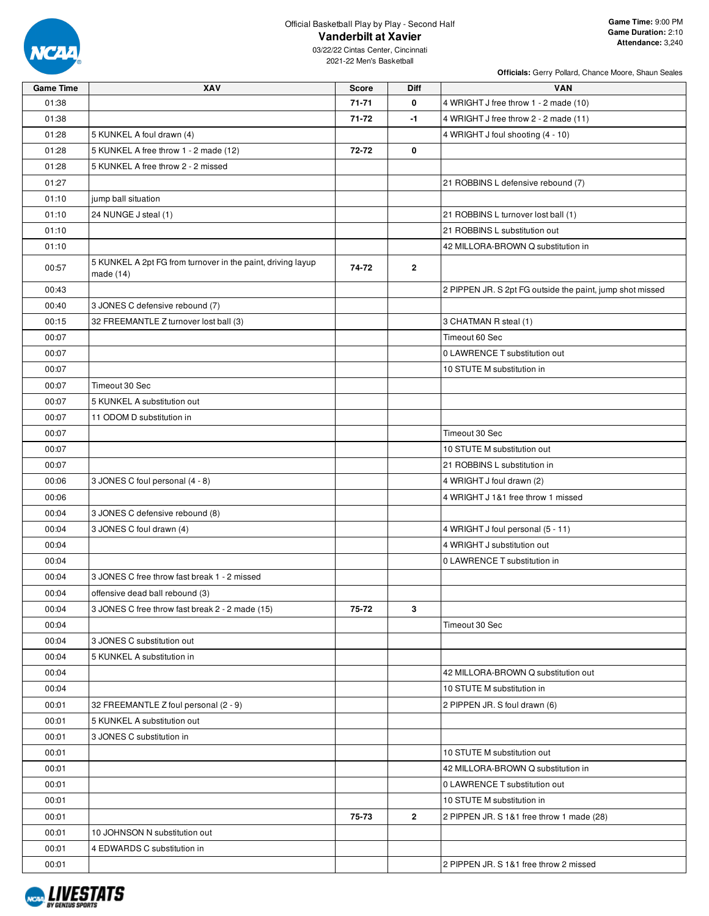Official Basketball Play by Play - Second Half

# Vanderbilt at Xavier

03/22/22 Cintas Center, Cincinnati
2021-22 Men's Basketball

**Game Time:** 9:00 PM
**Game Duration:** 2:10
**Attendance:** 3,240

**Officials:** Gerry Pollard, Chance Moore, Shaun Seales

| Game Time | XAV | Score | Diff | VAN |
|---|---|---|---|---|
| 01:38 | | 71-71 | 0 | 4 WRIGHT J free throw 1 - 2 made (10) |
| 01:38 | | 71-72 | -1 | 4 WRIGHT J free throw 2 - 2 made (11) |
| 01:28 | 5 KUNKEL A foul drawn (4) | | | 4 WRIGHT J foul shooting (4 - 10) |
| 01:28 | 5 KUNKEL A free throw 1 - 2 made (12) | 72-72 | 0 | |
| 01:28 | 5 KUNKEL A free throw 2 - 2 missed | | | |
| 01:27 | | | | 21 ROBBINS L defensive rebound (7) |
| 01:10 | jump ball situation | | | |
| 01:10 | 24 NUNGE J steal (1) | | | 21 ROBBINS L turnover lost ball (1) |
| 01:10 | | | | 21 ROBBINS L substitution out |
| 01:10 | | | | 42 MILLORA-BROWN Q substitution in |
| 00:57 | 5 KUNKEL A 2pt FG from turnover in the paint, driving layup made (14) | 74-72 | 2 | |
| 00:43 | | | | 2 PIPPEN JR. S 2pt FG outside the paint, jump shot missed |
| 00:40 | 3 JONES C defensive rebound (7) | | | |
| 00:15 | 32 FREEMANTLE Z turnover lost ball (3) | | | 3 CHATMAN R steal (1) |
| 00:07 | | | | Timeout 60 Sec |
| 00:07 | | | | 0 LAWRENCE T substitution out |
| 00:07 | | | | 10 STUTE M substitution in |
| 00:07 | Timeout 30 Sec | | | |
| 00:07 | 5 KUNKEL A substitution out | | | |
| 00:07 | 11 ODOM D substitution in | | | |
| 00:07 | | | | Timeout 30 Sec |
| 00:07 | | | | 10 STUTE M substitution out |
| 00:07 | | | | 21 ROBBINS L substitution in |
| 00:06 | 3 JONES C foul personal (4 - 8) | | | 4 WRIGHT J foul drawn (2) |
| 00:06 | | | | 4 WRIGHT J 1&1 free throw 1 missed |
| 00:04 | 3 JONES C defensive rebound (8) | | | |
| 00:04 | 3 JONES C foul drawn (4) | | | 4 WRIGHT J foul personal (5 - 11) |
| 00:04 | | | | 4 WRIGHT J substitution out |
| 00:04 | | | | 0 LAWRENCE T substitution in |
| 00:04 | 3 JONES C free throw fast break 1 - 2 missed | | | |
| 00:04 | offensive dead ball rebound (3) | | | |
| 00:04 | 3 JONES C free throw fast break 2 - 2 made (15) | 75-72 | 3 | |
| 00:04 | | | | Timeout 30 Sec |
| 00:04 | 3 JONES C substitution out | | | |
| 00:04 | 5 KUNKEL A substitution in | | | |
| 00:04 | | | | 42 MILLORA-BROWN Q substitution out |
| 00:04 | | | | 10 STUTE M substitution in |
| 00:01 | 32 FREEMANTLE Z foul personal (2 - 9) | | | 2 PIPPEN JR. S foul drawn (6) |
| 00:01 | 5 KUNKEL A substitution out | | | |
| 00:01 | 3 JONES C substitution in | | | |
| 00:01 | | | | 10 STUTE M substitution out |
| 00:01 | | | | 42 MILLORA-BROWN Q substitution in |
| 00:01 | | | | 0 LAWRENCE T substitution out |
| 00:01 | | | | 10 STUTE M substitution in |
| 00:01 | | 75-73 | 2 | 2 PIPPEN JR. S 1&1 free throw 1 made (28) |
| 00:01 | 10 JOHNSON N substitution out | | | |
| 00:01 | 4 EDWARDS C substitution in | | | |
| 00:01 | | | | 2 PIPPEN JR. S 1&1 free throw 2 missed |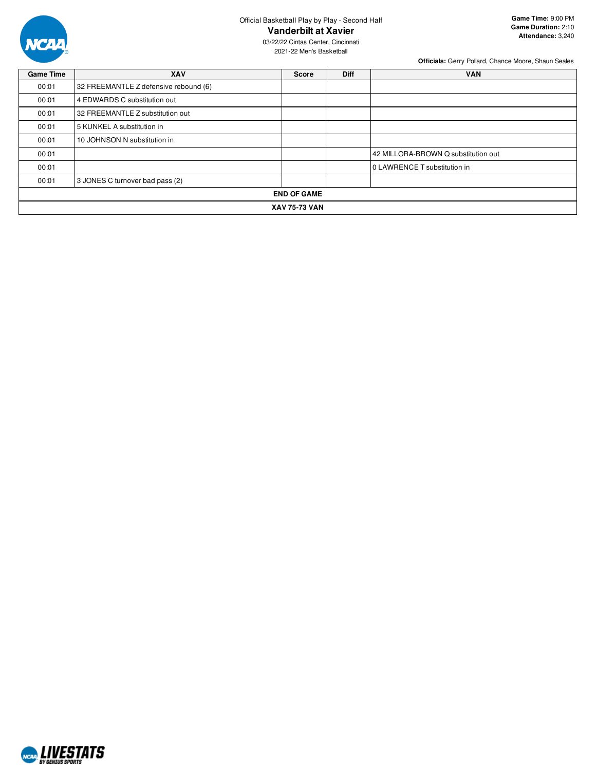Official Basketball Play by Play - Second Half

# Vanderbilt at Xavier

03/22/22 Cintas Center, Cincinnati
2021-22 Men's Basketball

**Game Time:** 9:00 PM
**Game Duration:** 2:10
**Attendance:** 3,240

**Officials:** Gerry Pollard, Chance Moore, Shaun Seales

| Game Time | XAV | Score | Diff | VAN |
|---|---|---|---|---|
| 00:01 | 32 FREEMANTLE Z defensive rebound (6) | | | |
| 00:01 | 4 EDWARDS C substitution out | | | |
| 00:01 | 32 FREEMANTLE Z substitution out | | | |
| 00:01 | 5 KUNKEL A substitution in | | | |
| 00:01 | 10 JOHNSON N substitution in | | | |
| 00:01 | | | | 42 MILLORA-BROWN Q substitution out |
| 00:01 | | | | 0 LAWRENCE T substitution in |
| 00:01 | 3 JONES C turnover bad pass (2) | | | |
| **END OF GAME** | | | | |
| **XAV 75-73 VAN** | | | | |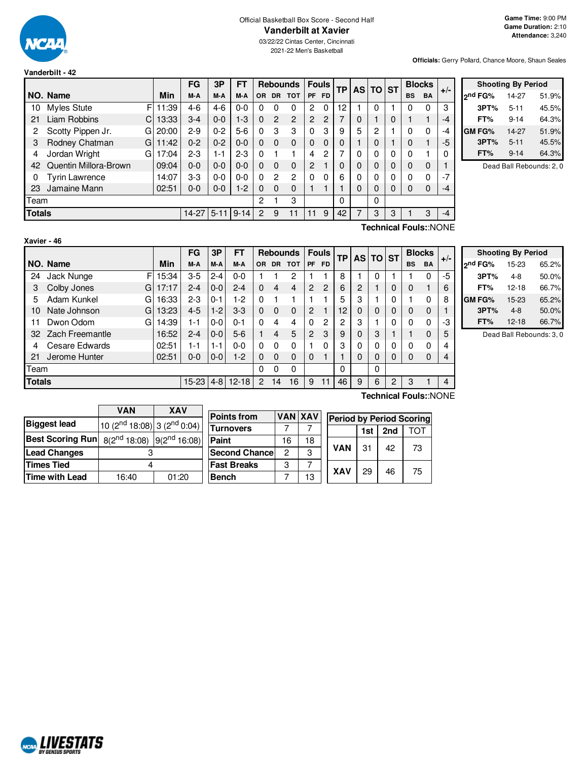Official Basketball Box Score - Second Half

# Vanderbilt at Xavier

03/22/22 Cintas Center, Cincinnati

2021-22 Men's Basketball

**Game Time:** 9:00 PM
**Game Duration:** 2:10
**Attendance:** 3,240

**Officials:** Gerry Pollard, Chance Moore, Shaun Seales

## Vanderbilt - 42

| NO. | Name | | Min | FG M-A | 3P M-A | FT M-A | OR | DR | TOT | PF | FD | TP | AS | TO | ST | BS | BA | +/- |
|---|---|---|---|---|---|---|---|---|---|---|---|---|---|---|---|---|---|---|
| 10 | Myles Stute | F | 11:39 | 4-6 | 4-6 | 0-0 | 0 | 0 | 0 | 2 | 0 | 12 | 1 | 0 | 1 | 0 | 0 | 3 |
| 21 | Liam Robbins | C | 13:33 | 3-4 | 0-0 | 1-3 | 0 | 2 | 2 | 2 | 2 | 7 | 0 | 1 | 0 | 1 | 1 | -4 |
| 2 | Scotty Pippen Jr. | G | 20:00 | 2-9 | 0-2 | 5-6 | 0 | 3 | 3 | 0 | 3 | 9 | 5 | 2 | 1 | 0 | 0 | -4 |
| 3 | Rodney Chatman | G | 11:42 | 0-2 | 0-2 | 0-0 | 0 | 0 | 0 | 0 | 0 | 0 | 1 | 0 | 1 | 0 | 1 | -5 |
| 4 | Jordan Wright | G | 17:04 | 2-3 | 1-1 | 2-3 | 0 | 1 | 1 | 4 | 2 | 7 | 0 | 0 | 0 | 0 | 1 | 0 |
| 42 | Quentin Millora-Brown | | 09:04 | 0-0 | 0-0 | 0-0 | 0 | 0 | 0 | 2 | 1 | 0 | 0 | 0 | 0 | 0 | 0 | 1 |
| 0 | Tyrin Lawrence | | 14:07 | 3-3 | 0-0 | 0-0 | 0 | 2 | 2 | 0 | 0 | 6 | 0 | 0 | 0 | 0 | 0 | -7 |
| 23 | Jamaine Mann | | 02:51 | 0-0 | 0-0 | 1-2 | 0 | 0 | 0 | 1 | 1 | 1 | 0 | 0 | 0 | 0 | 0 | -4 |
| | Team | | | | | | 2 | 1 | 3 | | | 0 | | 0 | | | | |
| | **Totals** | | | 14-27 | 5-11 | 9-14 | 2 | 9 | 11 | 11 | 9 | 42 | 7 | 3 | 3 | 1 | 3 | -4 |

**Technical Fouls:**:NONE

| Shooting By Period | | |
|---|---|---|
| 2nd FG% | 14-27 | 51.9% |
| 3PT% | 5-11 | 45.5% |
| FT% | 9-14 | 64.3% |
| GM FG% | 14-27 | 51.9% |
| 3PT% | 5-11 | 45.5% |
| FT% | 9-14 | 64.3% |

Dead Ball Rebounds: 2, 0

## Xavier - 46

| NO. | Name | | Min | FG M-A | 3P M-A | FT M-A | OR | DR | TOT | PF | FD | TP | AS | TO | ST | BS | BA | +/- |
|---|---|---|---|---|---|---|---|---|---|---|---|---|---|---|---|---|---|---|
| 24 | Jack Nunge | F | 15:34 | 3-5 | 2-4 | 0-0 | 1 | 1 | 2 | 1 | 1 | 8 | 1 | 0 | 1 | 1 | 0 | -5 |
| 3 | Colby Jones | G | 17:17 | 2-4 | 0-0 | 2-4 | 0 | 4 | 4 | 2 | 2 | 6 | 2 | 1 | 0 | 0 | 1 | 6 |
| 5 | Adam Kunkel | G | 16:33 | 2-3 | 0-1 | 1-2 | 0 | 1 | 1 | 1 | 1 | 5 | 3 | 1 | 0 | 1 | 0 | 8 |
| 10 | Nate Johnson | G | 13:23 | 4-5 | 1-2 | 3-3 | 0 | 0 | 0 | 2 | 1 | 12 | 0 | 0 | 0 | 0 | 0 | 1 |
| 11 | Dwon Odom | G | 14:39 | 1-1 | 0-0 | 0-1 | 0 | 4 | 4 | 0 | 2 | 2 | 3 | 1 | 0 | 0 | 0 | -3 |
| 32 | Zach Freemantle | | 16:52 | 2-4 | 0-0 | 5-6 | 1 | 4 | 5 | 2 | 3 | 9 | 0 | 3 | 1 | 1 | 0 | 5 |
| 4 | Cesare Edwards | | 02:51 | 1-1 | 1-1 | 0-0 | 0 | 0 | 0 | 1 | 0 | 3 | 0 | 0 | 0 | 0 | 0 | 4 |
| 21 | Jerome Hunter | | 02:51 | 0-0 | 0-0 | 1-2 | 0 | 0 | 0 | 0 | 1 | 1 | 0 | 0 | 0 | 0 | 0 | 4 |
| | Team | | | | | | 0 | 0 | 0 | | | 0 | | 0 | | | | |
| | **Totals** | | | 15-23 | 4-8 | 12-18 | 2 | 14 | 16 | 9 | 11 | 46 | 9 | 6 | 2 | 3 | 1 | 4 |

**Technical Fouls:**:NONE

| Shooting By Period | | |
|---|---|---|
| 2nd FG% | 15-23 | 65.2% |
| 3PT% | 4-8 | 50.0% |
| FT% | 12-18 | 66.7% |
| GM FG% | 15-23 | 65.2% |
| 3PT% | 4-8 | 50.0% |
| FT% | 12-18 | 66.7% |

Dead Ball Rebounds: 3, 0

| | VAN | XAV |
|---|---|---|
| **Biggest lead** | 10 (2nd 18:08) | 3 (2nd 0:04) |
| **Best Scoring Run** | 8(2nd 18:08) | 9(2nd 16:08) |
| **Lead Changes** | 3 | |
| **Times Tied** | 4 | |
| **Time with Lead** | 16:40 | 01:20 |

| Points from | VAN | XAV |
|---|---|---|
| Turnovers | 7 | 7 |
| Paint | 16 | 18 |
| Second Chance | 2 | 3 |
| Fast Breaks | 3 | 7 |
| Bench | 7 | 13 |

| Period by Period Scoring | 1st | 2nd | TOT |
|---|---|---|---|
| VAN | 31 | 42 | 73 |
| XAV | 29 | 46 | 75 |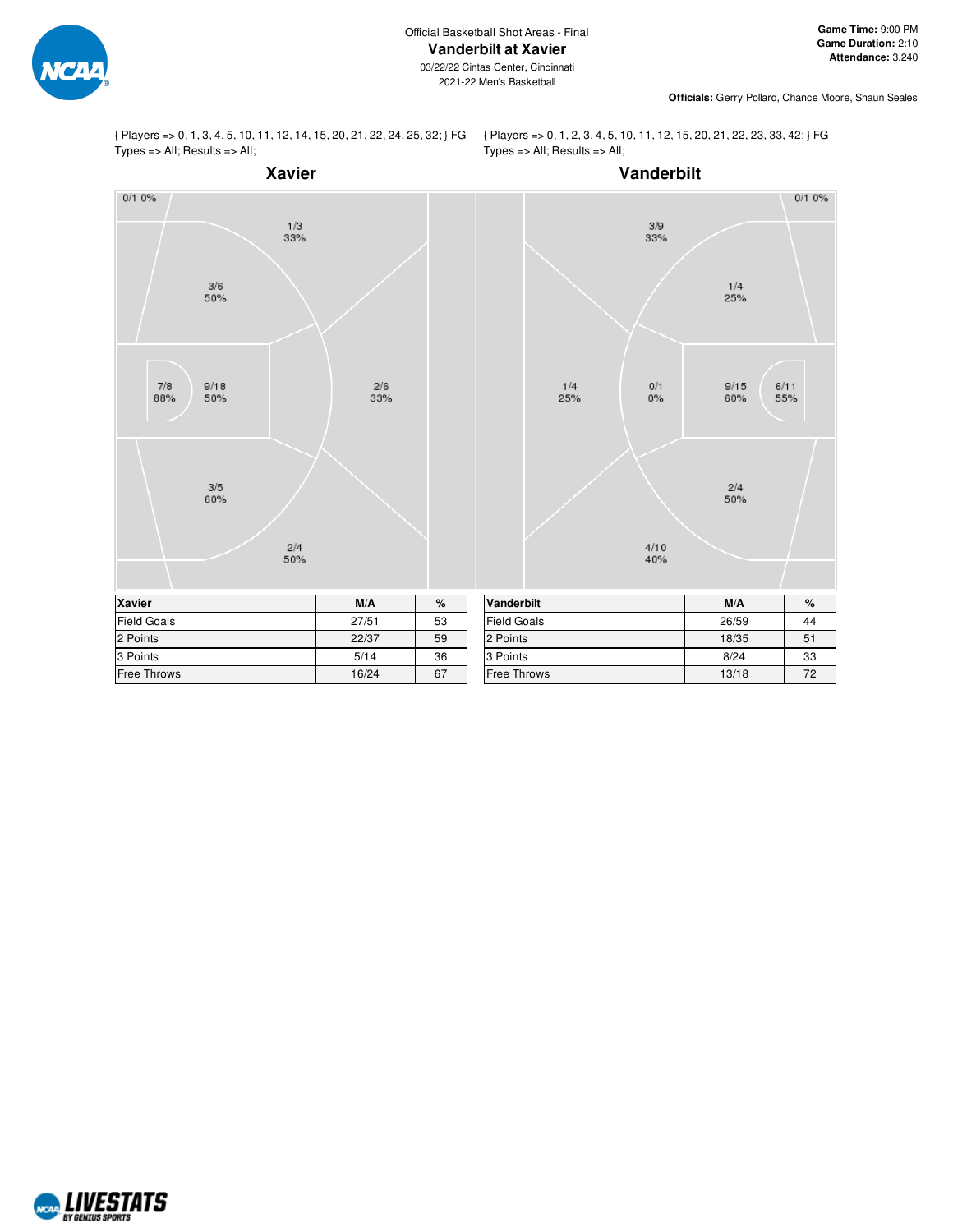Official Basketball Shot Areas - Final

# Vanderbilt at Xavier

03/22/22 Cintas Center, Cincinnati

2021-22 Men's Basketball

**Game Time:** 9:00 PM
**Game Duration:** 2:10
**Attendance:** 3,240

**Officials:** Gerry Pollard, Chance Moore, Shaun Seales

{ Players => 0, 1, 3, 4, 5, 10, 11, 12, 14, 15, 20, 21, 22, 24, 25, 32; } FG Types => All; Results => All;

## Xavier

Shot areas:
- 0/1 0%
- 1/3 33%
- 3/6 50%
- 7/8 88%
- 9/18 50%
- 2/6 33%
- 3/5 60%
- 2/4 50%

| Xavier | M/A | % |
|---|---|---|
| Field Goals | 27/51 | 53 |
| 2 Points | 22/37 | 59 |
| 3 Points | 5/14 | 36 |
| Free Throws | 16/24 | 67 |

{ Players => 0, 1, 2, 3, 4, 5, 10, 11, 12, 15, 20, 21, 22, 23, 33, 42; } FG Types => All; Results => All;

## Vanderbilt

Shot areas:
- 0/1 0%
- 3/9 33%
- 1/4 25%
- 1/4 25%
- 0/1 0%
- 9/15 60%
- 6/11 55%
- 2/4 50%
- 4/10 40%

| Vanderbilt | M/A | % |
|---|---|---|
| Field Goals | 26/59 | 44 |
| 2 Points | 18/35 | 51 |
| 3 Points | 8/24 | 33 |
| Free Throws | 13/18 | 72 |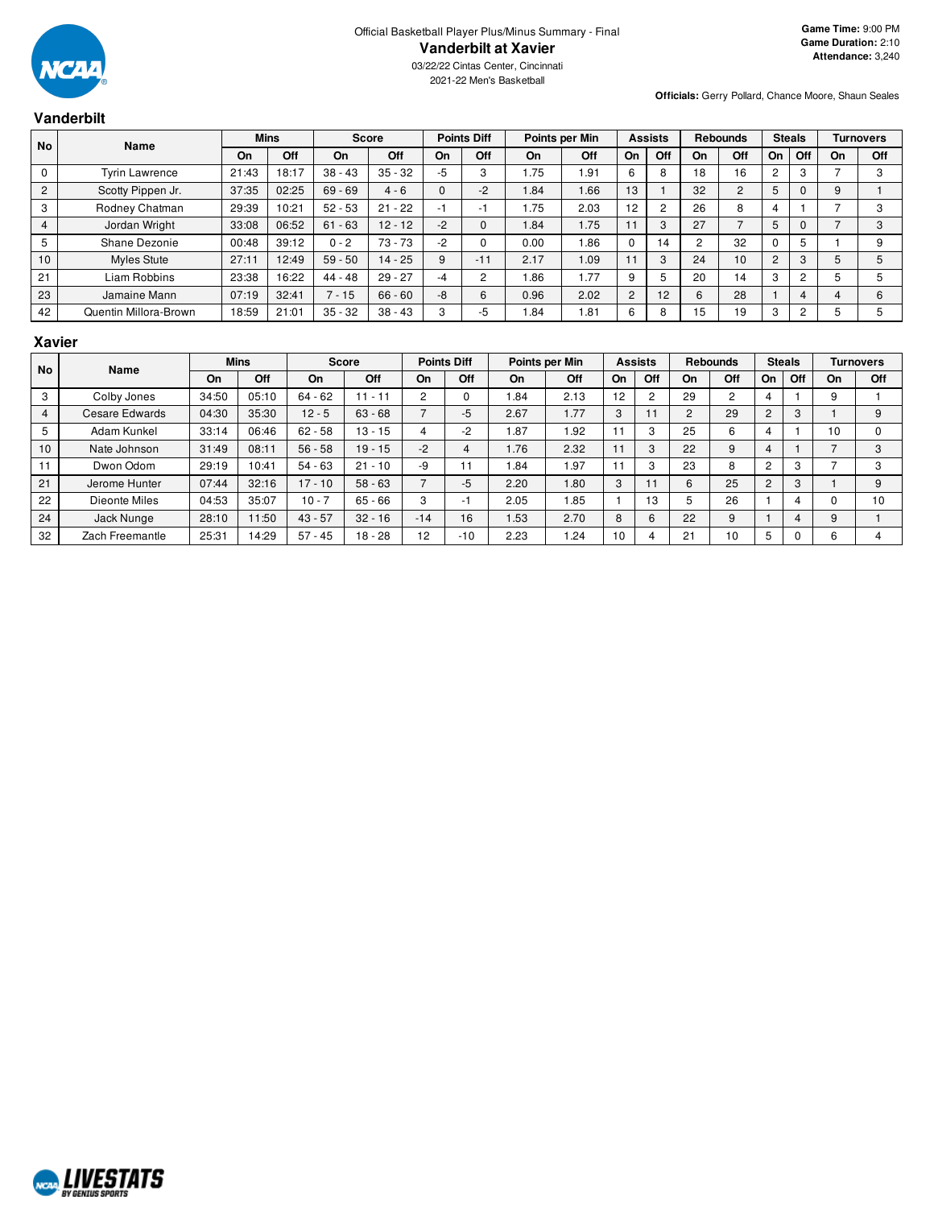Official Basketball Player Plus/Minus Summary - Final

# Vanderbilt at Xavier

03/22/22 Cintas Center, Cincinnati

2021-22 Men's Basketball

**Game Time:** 9:00 PM
**Game Duration:** 2:10
**Attendance:** 3,240

**Officials:** Gerry Pollard, Chance Moore, Shaun Seales

## Vanderbilt

| No | Name | Mins | | Score | | Points Diff | | Points per Min | | Assists | | Rebounds | | Steals | | Turnovers | |
|---|---|---|---|---|---|---|---|---|---|---|---|---|---|---|---|---|---|
| | | On | Off | On | Off | On | Off | On | Off | On | Off | On | Off | On | Off | On | Off |
| 0 | Tyrin Lawrence | 21:43 | 18:17 | 38 - 43 | 35 - 32 | -5 | 3 | 1.75 | 1.91 | 6 | 8 | 18 | 16 | 2 | 3 | 7 | 3 |
| 2 | Scotty Pippen Jr. | 37:35 | 02:25 | 69 - 69 | 4 - 6 | 0 | -2 | 1.84 | 1.66 | 13 | 1 | 32 | 2 | 5 | 0 | 9 | 1 |
| 3 | Rodney Chatman | 29:39 | 10:21 | 52 - 53 | 21 - 22 | -1 | -1 | 1.75 | 2.03 | 12 | 2 | 26 | 8 | 4 | 1 | 7 | 3 |
| 4 | Jordan Wright | 33:08 | 06:52 | 61 - 63 | 12 - 12 | -2 | 0 | 1.84 | 1.75 | 11 | 3 | 27 | 7 | 5 | 0 | 7 | 3 |
| 5 | Shane Dezonie | 00:48 | 39:12 | 0 - 2 | 73 - 73 | -2 | 0 | 0.00 | 1.86 | 0 | 14 | 2 | 32 | 0 | 5 | 1 | 9 |
| 10 | Myles Stute | 27:11 | 12:49 | 59 - 50 | 14 - 25 | 9 | -11 | 2.17 | 1.09 | 11 | 3 | 24 | 10 | 2 | 3 | 5 | 5 |
| 21 | Liam Robbins | 23:38 | 16:22 | 44 - 48 | 29 - 27 | -4 | 2 | 1.86 | 1.77 | 9 | 5 | 20 | 14 | 3 | 2 | 5 | 5 |
| 23 | Jamaine Mann | 07:19 | 32:41 | 7 - 15 | 66 - 60 | -8 | 6 | 0.96 | 2.02 | 2 | 12 | 6 | 28 | 1 | 4 | 4 | 6 |
| 42 | Quentin Millora-Brown | 18:59 | 21:01 | 35 - 32 | 38 - 43 | 3 | -5 | 1.84 | 1.81 | 6 | 8 | 15 | 19 | 3 | 2 | 5 | 5 |

## Xavier

| No | Name | Mins | | Score | | Points Diff | | Points per Min | | Assists | | Rebounds | | Steals | | Turnovers | |
|---|---|---|---|---|---|---|---|---|---|---|---|---|---|---|---|---|---|
| | | On | Off | On | Off | On | Off | On | Off | On | Off | On | Off | On | Off | On | Off |
| 3 | Colby Jones | 34:50 | 05:10 | 64 - 62 | 11 - 11 | 2 | 0 | 1.84 | 2.13 | 12 | 2 | 29 | 2 | 4 | 1 | 9 | 1 |
| 4 | Cesare Edwards | 04:30 | 35:30 | 12 - 5 | 63 - 68 | 7 | -5 | 2.67 | 1.77 | 3 | 11 | 2 | 29 | 2 | 3 | 1 | 9 |
| 5 | Adam Kunkel | 33:14 | 06:46 | 62 - 58 | 13 - 15 | 4 | -2 | 1.87 | 1.92 | 11 | 3 | 25 | 6 | 4 | 1 | 10 | 0 |
| 10 | Nate Johnson | 31:49 | 08:11 | 56 - 58 | 19 - 15 | -2 | 4 | 1.76 | 2.32 | 11 | 3 | 22 | 9 | 4 | 1 | 7 | 3 |
| 11 | Dwon Odom | 29:19 | 10:41 | 54 - 63 | 21 - 10 | -9 | 11 | 1.84 | 1.97 | 11 | 3 | 23 | 8 | 2 | 3 | 7 | 3 |
| 21 | Jerome Hunter | 07:44 | 32:16 | 17 - 10 | 58 - 63 | 7 | -5 | 2.20 | 1.80 | 3 | 11 | 6 | 25 | 2 | 3 | 1 | 9 |
| 22 | Dieonte Miles | 04:53 | 35:07 | 10 - 7 | 65 - 66 | 3 | -1 | 2.05 | 1.85 | 1 | 13 | 5 | 26 | 1 | 4 | 0 | 10 |
| 24 | Jack Nunge | 28:10 | 11:50 | 43 - 57 | 32 - 16 | -14 | 16 | 1.53 | 2.70 | 8 | 6 | 22 | 9 | 1 | 4 | 9 | 1 |
| 32 | Zach Freemantle | 25:31 | 14:29 | 57 - 45 | 18 - 28 | 12 | -10 | 2.23 | 1.24 | 10 | 4 | 21 | 10 | 5 | 0 | 6 | 4 |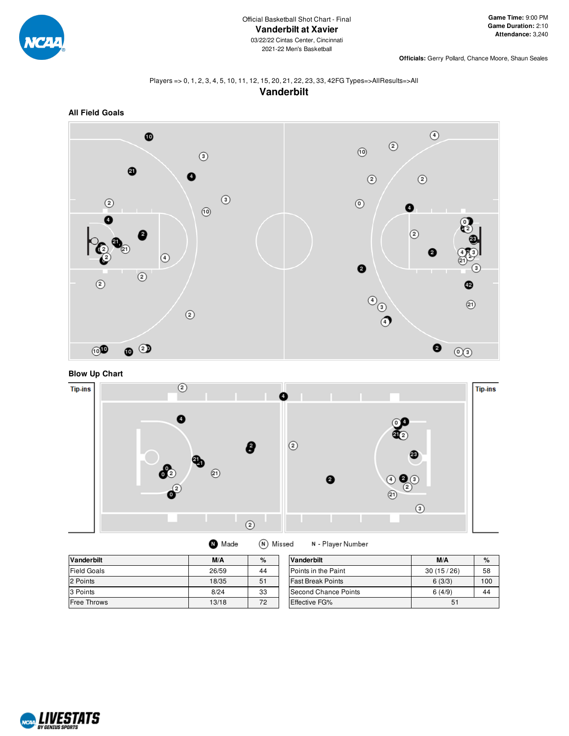Official Basketball Shot Chart - Final

# Vanderbilt at Xavier

03/22/22 Cintas Center, Cincinnati
2021-22 Men's Basketball

**Game Time:** 9:00 PM
**Game Duration:** 2:10
**Attendance:** 3,240

**Officials:** Gerry Pollard, Chance Moore, Shaun Seales

Players => 0, 1, 2, 3, 4, 5, 10, 11, 12, 15, 20, 21, 22, 23, 33, 42FG Types=>AllResults=>All

## Vanderbilt

### All Field Goals

### Blow Up Chart

Tip-ins

Tip-ins

Made   Missed   N - Player Number

| Vanderbilt | M/A | % |
|---|---|---|
| Field Goals | 26/59 | 44 |
| 2 Points | 18/35 | 51 |
| 3 Points | 8/24 | 33 |
| Free Throws | 13/18 | 72 |

| Vanderbilt | M/A | % |
|---|---|---|
| Points in the Paint | 30 (15 / 26) | 58 |
| Fast Break Points | 6 (3/3) | 100 |
| Second Chance Points | 6 (4/9) | 44 |
| Effective FG% | 51 | |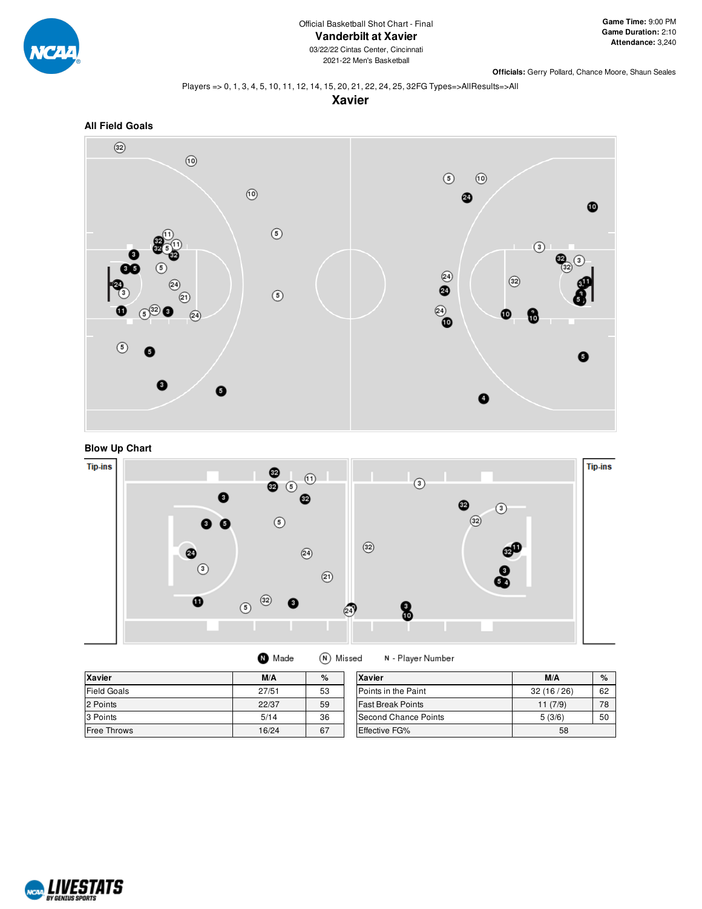Official Basketball Shot Chart - Final

# Vanderbilt at Xavier

03/22/22 Cintas Center, Cincinnati

2021-22 Men's Basketball

**Game Time:** 9:00 PM
**Game Duration:** 2:10
**Attendance:** 3,240

**Officials:** Gerry Pollard, Chance Moore, Shaun Seales

Players => 0, 1, 3, 4, 5, 10, 11, 12, 14, 15, 20, 21, 22, 24, 25, 32FG Types=>AllResults=>All

## Xavier

### All Field Goals

### Blow Up Chart

Tip-ins

Tip-ins

N Made　　N Missed　　N - Player Number

| Xavier | M/A | % |
|---|---|---|
| Field Goals | 27/51 | 53 |
| 2 Points | 22/37 | 59 |
| 3 Points | 5/14 | 36 |
| Free Throws | 16/24 | 67 |

| Xavier | M/A | % |
|---|---|---|
| Points in the Paint | 32 (16 / 26) | 62 |
| Fast Break Points | 11 (7/9) | 78 |
| Second Chance Points | 5 (3/6) | 50 |
| Effective FG% | 58 | |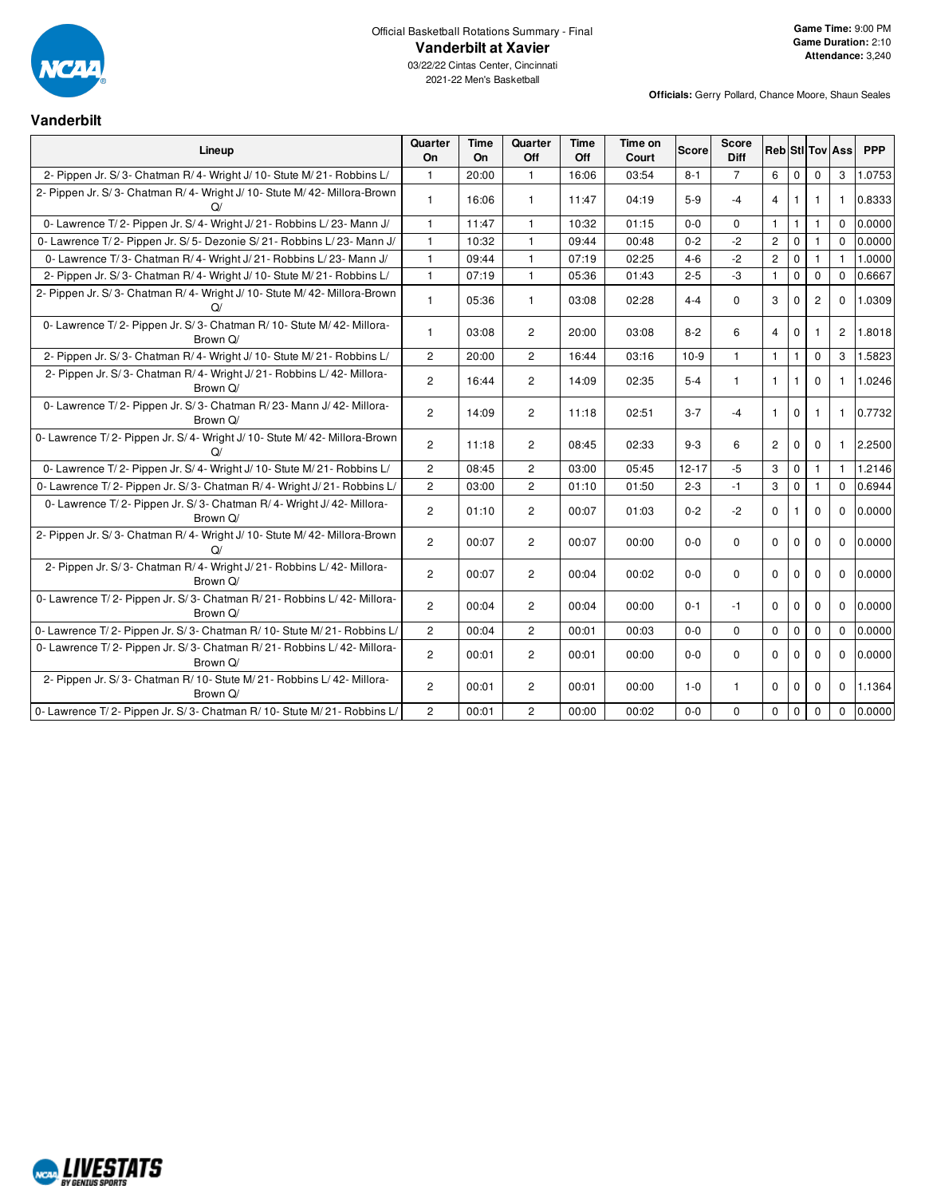Official Basketball Rotations Summary - Final

# Vanderbilt at Xavier

03/22/22 Cintas Center, Cincinnati
2021-22 Men's Basketball

**Game Time:** 9:00 PM
**Game Duration:** 2:10
**Attendance:** 3,240

**Officials:** Gerry Pollard, Chance Moore, Shaun Seales

## Vanderbilt

| Lineup | Quarter On | Time On | Quarter Off | Time Off | Time on Court | Score | Score Diff | Reb | Stl | Tov | Ass | PPP |
|---|---|---|---|---|---|---|---|---|---|---|---|---|
| 2- Pippen Jr. S/ 3- Chatman R/ 4- Wright J/ 10- Stute M/ 21- Robbins L/ | 1 | 20:00 | 1 | 16:06 | 03:54 | 8-1 | 7 | 6 | 0 | 0 | 3 | 1.0753 |
| 2- Pippen Jr. S/ 3- Chatman R/ 4- Wright J/ 10- Stute M/ 42- Millora-Brown Q/ | 1 | 16:06 | 1 | 11:47 | 04:19 | 5-9 | -4 | 4 | 1 | 1 | 1 | 0.8333 |
| 0- Lawrence T/ 2- Pippen Jr. S/ 4- Wright J/ 21- Robbins L/ 23- Mann J/ | 1 | 11:47 | 1 | 10:32 | 01:15 | 0-0 | 0 | 1 | 1 | 1 | 0 | 0.0000 |
| 0- Lawrence T/ 2- Pippen Jr. S/ 5- Dezonie S/ 21- Robbins L/ 23- Mann J/ | 1 | 10:32 | 1 | 09:44 | 00:48 | 0-2 | -2 | 2 | 0 | 1 | 0 | 0.0000 |
| 0- Lawrence T/ 3- Chatman R/ 4- Wright J/ 21- Robbins L/ 23- Mann J/ | 1 | 09:44 | 1 | 07:19 | 02:25 | 4-6 | -2 | 2 | 0 | 1 | 1 | 1.0000 |
| 2- Pippen Jr. S/ 3- Chatman R/ 4- Wright J/ 10- Stute M/ 21- Robbins L/ | 1 | 07:19 | 1 | 05:36 | 01:43 | 2-5 | -3 | 1 | 0 | 0 | 0 | 0.6667 |
| 2- Pippen Jr. S/ 3- Chatman R/ 4- Wright J/ 10- Stute M/ 42- Millora-Brown Q/ | 1 | 05:36 | 1 | 03:08 | 02:28 | 4-4 | 0 | 3 | 0 | 2 | 0 | 1.0309 |
| 0- Lawrence T/ 2- Pippen Jr. S/ 3- Chatman R/ 10- Stute M/ 42- Millora-Brown Q/ | 1 | 03:08 | 2 | 20:00 | 03:08 | 8-2 | 6 | 4 | 0 | 1 | 2 | 1.8018 |
| 2- Pippen Jr. S/ 3- Chatman R/ 4- Wright J/ 10- Stute M/ 21- Robbins L/ | 2 | 20:00 | 2 | 16:44 | 03:16 | 10-9 | 1 | 1 | 1 | 0 | 3 | 1.5823 |
| 2- Pippen Jr. S/ 3- Chatman R/ 4- Wright J/ 21- Robbins L/ 42- Millora-Brown Q/ | 2 | 16:44 | 2 | 14:09 | 02:35 | 5-4 | 1 | 1 | 1 | 0 | 1 | 1.0246 |
| 0- Lawrence T/ 2- Pippen Jr. S/ 3- Chatman R/ 23- Mann J/ 42- Millora-Brown Q/ | 2 | 14:09 | 2 | 11:18 | 02:51 | 3-7 | -4 | 1 | 0 | 1 | 1 | 0.7732 |
| 0- Lawrence T/ 2- Pippen Jr. S/ 4- Wright J/ 10- Stute M/ 42- Millora-Brown Q/ | 2 | 11:18 | 2 | 08:45 | 02:33 | 9-3 | 6 | 2 | 0 | 0 | 1 | 2.2500 |
| 0- Lawrence T/ 2- Pippen Jr. S/ 4- Wright J/ 10- Stute M/ 21- Robbins L/ | 2 | 08:45 | 2 | 03:00 | 05:45 | 12-17 | -5 | 3 | 0 | 1 | 1 | 1.2146 |
| 0- Lawrence T/ 2- Pippen Jr. S/ 3- Chatman R/ 4- Wright J/ 21- Robbins L/ | 2 | 03:00 | 2 | 01:10 | 01:50 | 2-3 | -1 | 3 | 0 | 1 | 0 | 0.6944 |
| 0- Lawrence T/ 2- Pippen Jr. S/ 3- Chatman R/ 4- Wright J/ 42- Millora-Brown Q/ | 2 | 01:10 | 2 | 00:07 | 01:03 | 0-2 | -2 | 0 | 1 | 0 | 0 | 0.0000 |
| 2- Pippen Jr. S/ 3- Chatman R/ 4- Wright J/ 10- Stute M/ 42- Millora-Brown Q/ | 2 | 00:07 | 2 | 00:07 | 00:00 | 0-0 | 0 | 0 | 0 | 0 | 0 | 0.0000 |
| 2- Pippen Jr. S/ 3- Chatman R/ 4- Wright J/ 21- Robbins L/ 42- Millora-Brown Q/ | 2 | 00:07 | 2 | 00:04 | 00:02 | 0-0 | 0 | 0 | 0 | 0 | 0 | 0.0000 |
| 0- Lawrence T/ 2- Pippen Jr. S/ 3- Chatman R/ 21- Robbins L/ 42- Millora-Brown Q/ | 2 | 00:04 | 2 | 00:04 | 00:00 | 0-1 | -1 | 0 | 0 | 0 | 0 | 0.0000 |
| 0- Lawrence T/ 2- Pippen Jr. S/ 3- Chatman R/ 10- Stute M/ 21- Robbins L/ | 2 | 00:04 | 2 | 00:01 | 00:03 | 0-0 | 0 | 0 | 0 | 0 | 0 | 0.0000 |
| 0- Lawrence T/ 2- Pippen Jr. S/ 3- Chatman R/ 21- Robbins L/ 42- Millora-Brown Q/ | 2 | 00:01 | 2 | 00:01 | 00:00 | 0-0 | 0 | 0 | 0 | 0 | 0 | 0.0000 |
| 2- Pippen Jr. S/ 3- Chatman R/ 10- Stute M/ 21- Robbins L/ 42- Millora-Brown Q/ | 2 | 00:01 | 2 | 00:01 | 00:00 | 1-0 | 1 | 0 | 0 | 0 | 0 | 1.1364 |
| 0- Lawrence T/ 2- Pippen Jr. S/ 3- Chatman R/ 10- Stute M/ 21- Robbins L/ | 2 | 00:01 | 2 | 00:00 | 00:02 | 0-0 | 0 | 0 | 0 | 0 | 0 | 0.0000 |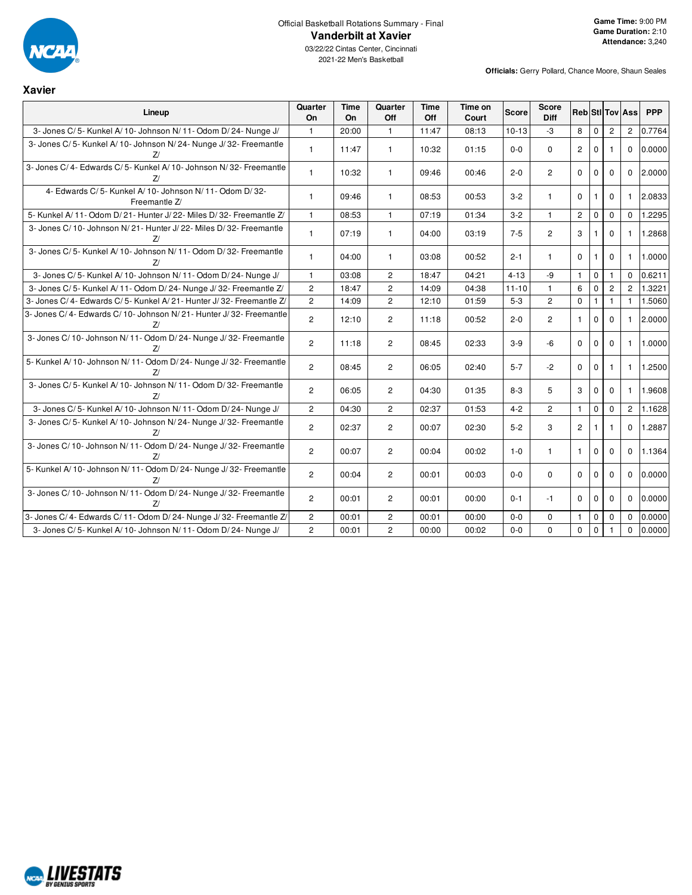Official Basketball Rotations Summary - Final

# Vanderbilt at Xavier

03/22/22 Cintas Center, Cincinnati
2021-22 Men's Basketball

**Game Time:** 9:00 PM
**Game Duration:** 2:10
**Attendance:** 3,240

**Officials:** Gerry Pollard, Chance Moore, Shaun Seales

## Xavier

| Lineup | Quarter On | Time On | Quarter Off | Time Off | Time on Court | Score | Score Diff | Reb | Stl | Tov | Ass | PPP |
|---|---|---|---|---|---|---|---|---|---|---|---|---|
| 3- Jones C/ 5- Kunkel A/ 10- Johnson N/ 11- Odom D/ 24- Nunge J/ | 1 | 20:00 | 1 | 11:47 | 08:13 | 10-13 | -3 | 8 | 0 | 2 | 2 | 0.7764 |
| 3- Jones C/ 5- Kunkel A/ 10- Johnson N/ 24- Nunge J/ 32- Freemantle Z/ | 1 | 11:47 | 1 | 10:32 | 01:15 | 0-0 | 0 | 2 | 0 | 1 | 0 | 0.0000 |
| 3- Jones C/ 4- Edwards C/ 5- Kunkel A/ 10- Johnson N/ 32- Freemantle Z/ | 1 | 10:32 | 1 | 09:46 | 00:46 | 2-0 | 2 | 0 | 0 | 0 | 0 | 2.0000 |
| 4- Edwards C/ 5- Kunkel A/ 10- Johnson N/ 11- Odom D/ 32- Freemantle Z/ | 1 | 09:46 | 1 | 08:53 | 00:53 | 3-2 | 1 | 0 | 1 | 0 | 1 | 2.0833 |
| 5- Kunkel A/ 11- Odom D/ 21- Hunter J/ 22- Miles D/ 32- Freemantle Z/ | 1 | 08:53 | 1 | 07:19 | 01:34 | 3-2 | 1 | 2 | 0 | 0 | 0 | 1.2295 |
| 3- Jones C/ 10- Johnson N/ 21- Hunter J/ 22- Miles D/ 32- Freemantle Z/ | 1 | 07:19 | 1 | 04:00 | 03:19 | 7-5 | 2 | 3 | 1 | 0 | 1 | 1.2868 |
| 3- Jones C/ 5- Kunkel A/ 10- Johnson N/ 11- Odom D/ 32- Freemantle Z/ | 1 | 04:00 | 1 | 03:08 | 00:52 | 2-1 | 1 | 0 | 1 | 0 | 1 | 1.0000 |
| 3- Jones C/ 5- Kunkel A/ 10- Johnson N/ 11- Odom D/ 24- Nunge J/ | 1 | 03:08 | 2 | 18:47 | 04:21 | 4-13 | -9 | 1 | 0 | 1 | 0 | 0.6211 |
| 3- Jones C/ 5- Kunkel A/ 11- Odom D/ 24- Nunge J/ 32- Freemantle Z/ | 2 | 18:47 | 2 | 14:09 | 04:38 | 11-10 | 1 | 6 | 0 | 2 | 2 | 1.3221 |
| 3- Jones C/ 4- Edwards C/ 5- Kunkel A/ 21- Hunter J/ 32- Freemantle Z/ | 2 | 14:09 | 2 | 12:10 | 01:59 | 5-3 | 2 | 0 | 1 | 1 | 1 | 1.5060 |
| 3- Jones C/ 4- Edwards C/ 10- Johnson N/ 21- Hunter J/ 32- Freemantle Z/ | 2 | 12:10 | 2 | 11:18 | 00:52 | 2-0 | 2 | 1 | 0 | 0 | 1 | 2.0000 |
| 3- Jones C/ 10- Johnson N/ 11- Odom D/ 24- Nunge J/ 32- Freemantle Z/ | 2 | 11:18 | 2 | 08:45 | 02:33 | 3-9 | -6 | 0 | 0 | 0 | 1 | 1.0000 |
| 5- Kunkel A/ 10- Johnson N/ 11- Odom D/ 24- Nunge J/ 32- Freemantle Z/ | 2 | 08:45 | 2 | 06:05 | 02:40 | 5-7 | -2 | 0 | 0 | 1 | 1 | 1.2500 |
| 3- Jones C/ 5- Kunkel A/ 10- Johnson N/ 11- Odom D/ 32- Freemantle Z/ | 2 | 06:05 | 2 | 04:30 | 01:35 | 8-3 | 5 | 3 | 0 | 0 | 1 | 1.9608 |
| 3- Jones C/ 5- Kunkel A/ 10- Johnson N/ 11- Odom D/ 24- Nunge J/ | 2 | 04:30 | 2 | 02:37 | 01:53 | 4-2 | 2 | 1 | 0 | 0 | 2 | 1.1628 |
| 3- Jones C/ 5- Kunkel A/ 10- Johnson N/ 24- Nunge J/ 32- Freemantle Z/ | 2 | 02:37 | 2 | 00:07 | 02:30 | 5-2 | 3 | 2 | 1 | 1 | 0 | 1.2887 |
| 3- Jones C/ 10- Johnson N/ 11- Odom D/ 24- Nunge J/ 32- Freemantle Z/ | 2 | 00:07 | 2 | 00:04 | 00:02 | 1-0 | 1 | 1 | 0 | 0 | 0 | 1.1364 |
| 5- Kunkel A/ 10- Johnson N/ 11- Odom D/ 24- Nunge J/ 32- Freemantle Z/ | 2 | 00:04 | 2 | 00:01 | 00:03 | 0-0 | 0 | 0 | 0 | 0 | 0 | 0.0000 |
| 3- Jones C/ 10- Johnson N/ 11- Odom D/ 24- Nunge J/ 32- Freemantle Z/ | 2 | 00:01 | 2 | 00:01 | 00:00 | 0-1 | -1 | 0 | 0 | 0 | 0 | 0.0000 |
| 3- Jones C/ 4- Edwards C/ 11- Odom D/ 24- Nunge J/ 32- Freemantle Z/ | 2 | 00:01 | 2 | 00:01 | 00:00 | 0-0 | 0 | 1 | 0 | 0 | 0 | 0.0000 |
| 3- Jones C/ 5- Kunkel A/ 10- Johnson N/ 11- Odom D/ 24- Nunge J/ | 2 | 00:01 | 2 | 00:00 | 00:02 | 0-0 | 0 | 0 | 0 | 1 | 0 | 0.0000 |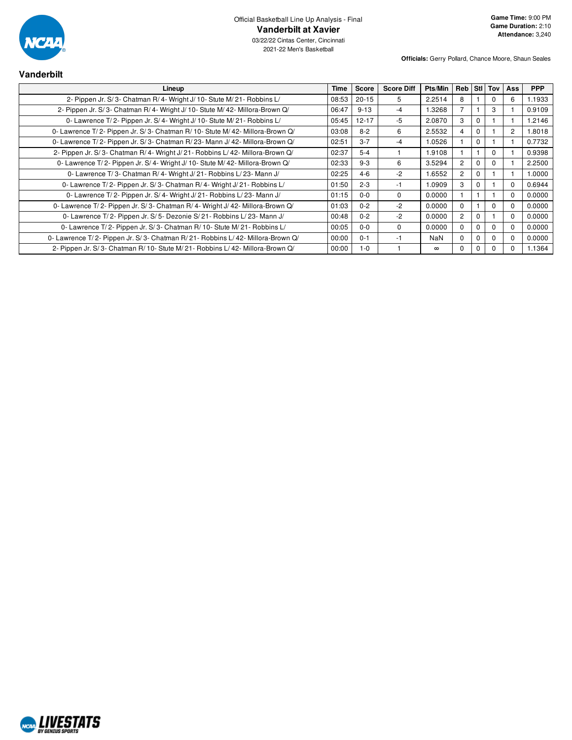Official Basketball Line Up Analysis - Final

# Vanderbilt at Xavier

03/22/22 Cintas Center, Cincinnati
2021-22 Men's Basketball

**Game Time:** 9:00 PM
**Game Duration:** 2:10
**Attendance:** 3,240

**Officials:** Gerry Pollard, Chance Moore, Shaun Seales

## Vanderbilt

| Lineup | Time | Score | Score Diff | Pts/Min | Reb | Stl | Tov | Ass | PPP |
|---|---|---|---|---|---|---|---|---|---|
| 2- Pippen Jr. S/ 3- Chatman R/ 4- Wright J/ 10- Stute M/ 21- Robbins L/ | 08:53 | 20-15 | 5 | 2.2514 | 8 | 1 | 0 | 6 | 1.1933 |
| 2- Pippen Jr. S/ 3- Chatman R/ 4- Wright J/ 10- Stute M/ 42- Millora-Brown Q/ | 06:47 | 9-13 | -4 | 1.3268 | 7 | 1 | 3 | 1 | 0.9109 |
| 0- Lawrence T/ 2- Pippen Jr. S/ 4- Wright J/ 10- Stute M/ 21- Robbins L/ | 05:45 | 12-17 | -5 | 2.0870 | 3 | 0 | 1 | 1 | 1.2146 |
| 0- Lawrence T/ 2- Pippen Jr. S/ 3- Chatman R/ 10- Stute M/ 42- Millora-Brown Q/ | 03:08 | 8-2 | 6 | 2.5532 | 4 | 0 | 1 | 2 | 1.8018 |
| 0- Lawrence T/ 2- Pippen Jr. S/ 3- Chatman R/ 23- Mann J/ 42- Millora-Brown Q/ | 02:51 | 3-7 | -4 | 1.0526 | 1 | 0 | 1 | 1 | 0.7732 |
| 2- Pippen Jr. S/ 3- Chatman R/ 4- Wright J/ 21- Robbins L/ 42- Millora-Brown Q/ | 02:37 | 5-4 | 1 | 1.9108 | 1 | 1 | 0 | 1 | 0.9398 |
| 0- Lawrence T/ 2- Pippen Jr. S/ 4- Wright J/ 10- Stute M/ 42- Millora-Brown Q/ | 02:33 | 9-3 | 6 | 3.5294 | 2 | 0 | 0 | 1 | 2.2500 |
| 0- Lawrence T/ 3- Chatman R/ 4- Wright J/ 21- Robbins L/ 23- Mann J/ | 02:25 | 4-6 | -2 | 1.6552 | 2 | 0 | 1 | 1 | 1.0000 |
| 0- Lawrence T/ 2- Pippen Jr. S/ 3- Chatman R/ 4- Wright J/ 21- Robbins L/ | 01:50 | 2-3 | -1 | 1.0909 | 3 | 0 | 1 | 0 | 0.6944 |
| 0- Lawrence T/ 2- Pippen Jr. S/ 4- Wright J/ 21- Robbins L/ 23- Mann J/ | 01:15 | 0-0 | 0 | 0.0000 | 1 | 1 | 1 | 0 | 0.0000 |
| 0- Lawrence T/ 2- Pippen Jr. S/ 3- Chatman R/ 4- Wright J/ 42- Millora-Brown Q/ | 01:03 | 0-2 | -2 | 0.0000 | 0 | 1 | 0 | 0 | 0.0000 |
| 0- Lawrence T/ 2- Pippen Jr. S/ 5- Dezonie S/ 21- Robbins L/ 23- Mann J/ | 00:48 | 0-2 | -2 | 0.0000 | 2 | 0 | 1 | 0 | 0.0000 |
| 0- Lawrence T/ 2- Pippen Jr. S/ 3- Chatman R/ 10- Stute M/ 21- Robbins L/ | 00:05 | 0-0 | 0 | 0.0000 | 0 | 0 | 0 | 0 | 0.0000 |
| 0- Lawrence T/ 2- Pippen Jr. S/ 3- Chatman R/ 21- Robbins L/ 42- Millora-Brown Q/ | 00:00 | 0-1 | -1 | NaN | 0 | 0 | 0 | 0 | 0.0000 |
| 2- Pippen Jr. S/ 3- Chatman R/ 10- Stute M/ 21- Robbins L/ 42- Millora-Brown Q/ | 00:00 | 1-0 | 1 | ∞ | 0 | 0 | 0 | 0 | 1.1364 |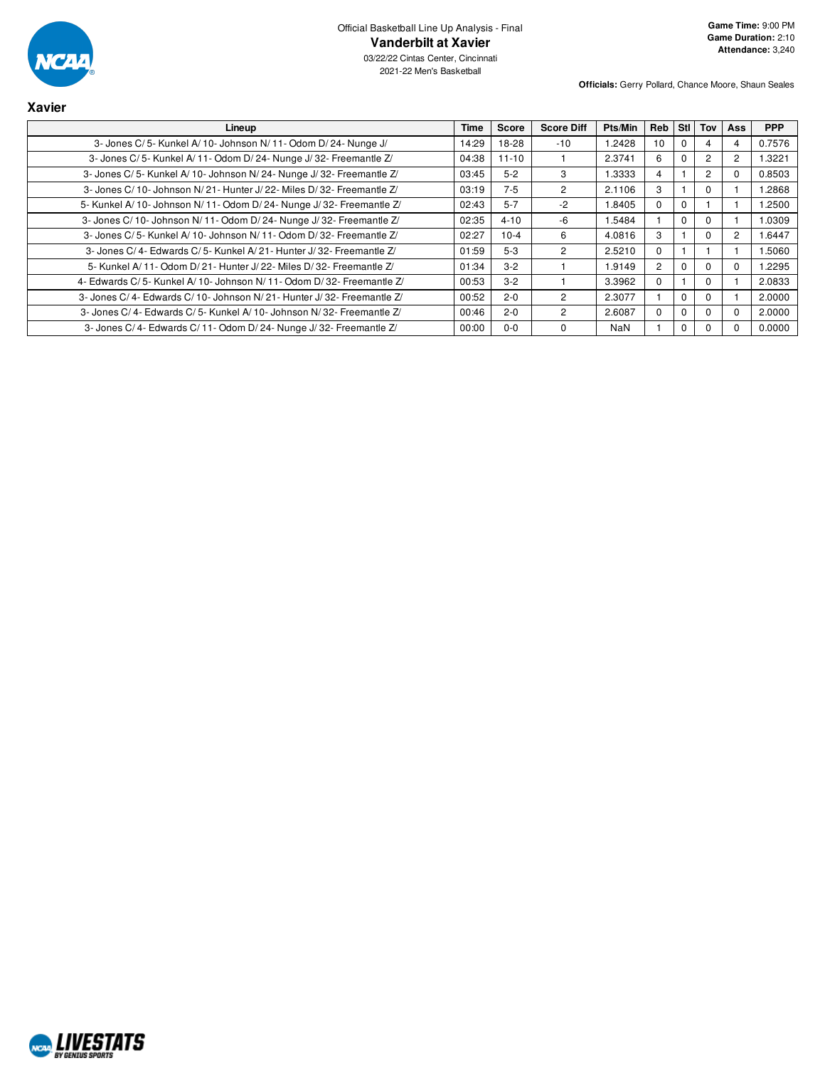Official Basketball Line Up Analysis - Final

# Vanderbilt at Xavier

03/22/22 Cintas Center, Cincinnati

2021-22 Men's Basketball

**Game Time:** 9:00 PM
**Game Duration:** 2:10
**Attendance:** 3,240

**Officials:** Gerry Pollard, Chance Moore, Shaun Seales

## Xavier

| Lineup | Time | Score | Score Diff | Pts/Min | Reb | Stl | Tov | Ass | PPP |
|---|---|---|---|---|---|---|---|---|---|
| 3- Jones C/ 5- Kunkel A/ 10- Johnson N/ 11- Odom D/ 24- Nunge J/ | 14:29 | 18-28 | -10 | 1.2428 | 10 | 0 | 4 | 4 | 0.7576 |
| 3- Jones C/ 5- Kunkel A/ 11- Odom D/ 24- Nunge J/ 32- Freemantle Z/ | 04:38 | 11-10 | 1 | 2.3741 | 6 | 0 | 2 | 2 | 1.3221 |
| 3- Jones C/ 5- Kunkel A/ 10- Johnson N/ 24- Nunge J/ 32- Freemantle Z/ | 03:45 | 5-2 | 3 | 1.3333 | 4 | 1 | 2 | 0 | 0.8503 |
| 3- Jones C/ 10- Johnson N/ 21- Hunter J/ 22- Miles D/ 32- Freemantle Z/ | 03:19 | 7-5 | 2 | 2.1106 | 3 | 1 | 0 | 1 | 1.2868 |
| 5- Kunkel A/ 10- Johnson N/ 11- Odom D/ 24- Nunge J/ 32- Freemantle Z/ | 02:43 | 5-7 | -2 | 1.8405 | 0 | 0 | 1 | 1 | 1.2500 |
| 3- Jones C/ 10- Johnson N/ 11- Odom D/ 24- Nunge J/ 32- Freemantle Z/ | 02:35 | 4-10 | -6 | 1.5484 | 1 | 0 | 0 | 1 | 1.0309 |
| 3- Jones C/ 5- Kunkel A/ 10- Johnson N/ 11- Odom D/ 32- Freemantle Z/ | 02:27 | 10-4 | 6 | 4.0816 | 3 | 1 | 0 | 2 | 1.6447 |
| 3- Jones C/ 4- Edwards C/ 5- Kunkel A/ 21- Hunter J/ 32- Freemantle Z/ | 01:59 | 5-3 | 2 | 2.5210 | 0 | 1 | 1 | 1 | 1.5060 |
| 5- Kunkel A/ 11- Odom D/ 21- Hunter J/ 22- Miles D/ 32- Freemantle Z/ | 01:34 | 3-2 | 1 | 1.9149 | 2 | 0 | 0 | 0 | 1.2295 |
| 4- Edwards C/ 5- Kunkel A/ 10- Johnson N/ 11- Odom D/ 32- Freemantle Z/ | 00:53 | 3-2 | 1 | 3.3962 | 0 | 1 | 0 | 1 | 2.0833 |
| 3- Jones C/ 4- Edwards C/ 10- Johnson N/ 21- Hunter J/ 32- Freemantle Z/ | 00:52 | 2-0 | 2 | 2.3077 | 1 | 0 | 0 | 1 | 2.0000 |
| 3- Jones C/ 4- Edwards C/ 5- Kunkel A/ 10- Johnson N/ 32- Freemantle Z/ | 00:46 | 2-0 | 2 | 2.6087 | 0 | 0 | 0 | 0 | 2.0000 |
| 3- Jones C/ 4- Edwards C/ 11- Odom D/ 24- Nunge J/ 32- Freemantle Z/ | 00:00 | 0-0 | 0 | NaN | 1 | 0 | 0 | 0 | 0.0000 |